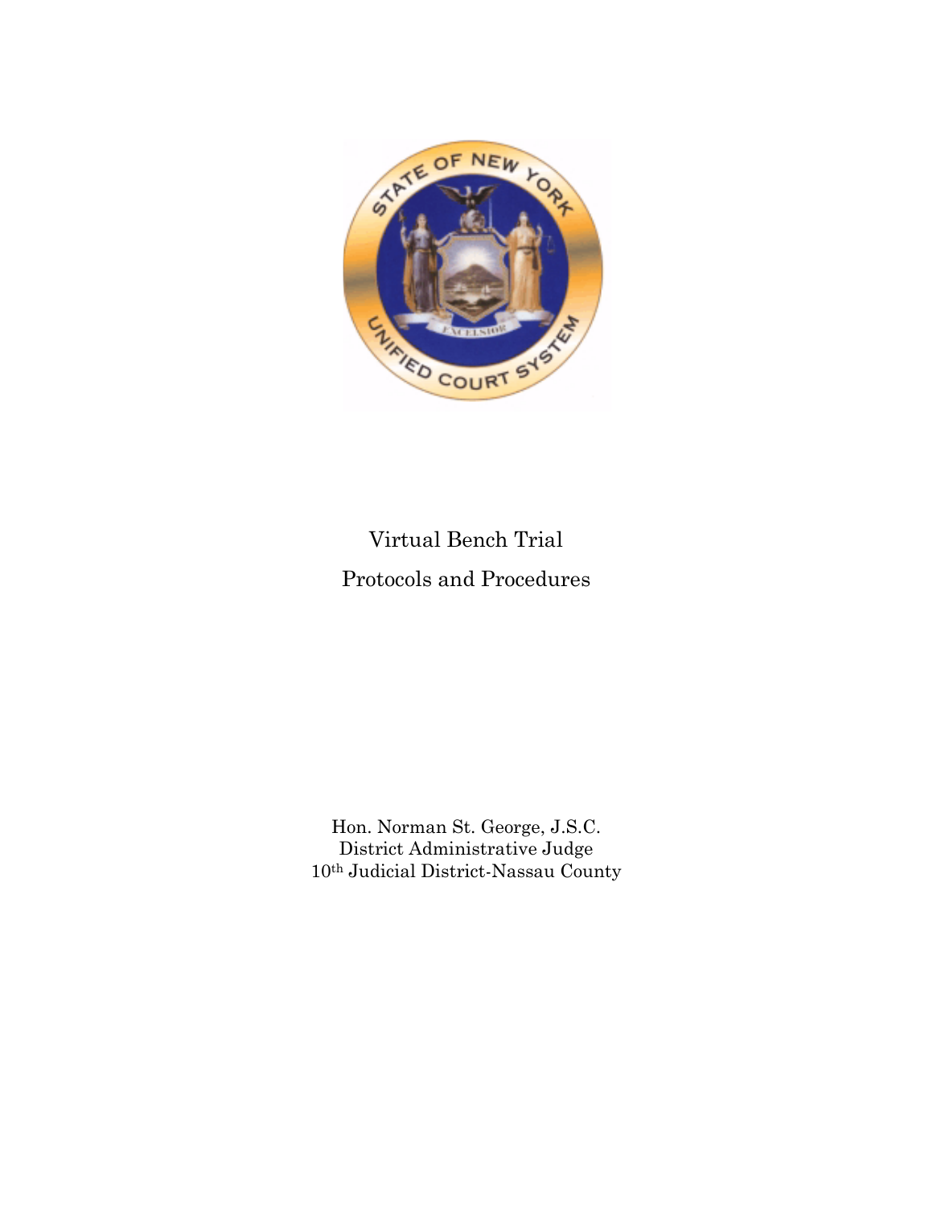# Virtual Bench Trial

## Protocols and Procedures

Hon. Norman St. George, J.S.C.
District Administrative Judge
10th Judicial District-Nassau County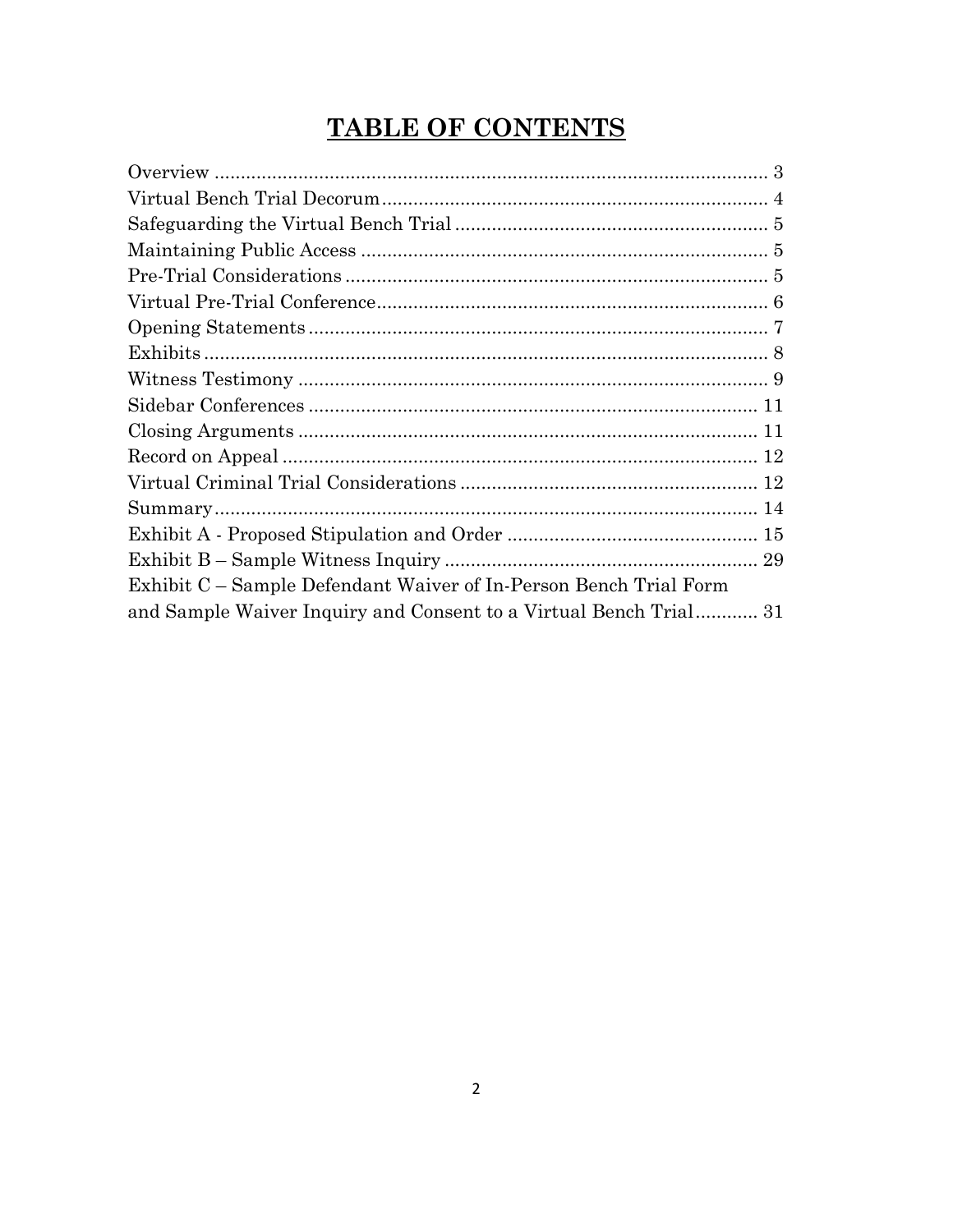# TABLE OF CONTENTS

Overview ........................................................................................................ 3
Virtual Bench Trial Decorum ......................................................................... 4
Safeguarding the Virtual Bench Trial ............................................................ 5
Maintaining Public Access ............................................................................. 5
Pre-Trial Considerations ................................................................................ 5
Virtual Pre-Trial Conference .......................................................................... 6
Opening Statements ....................................................................................... 7
Exhibits .......................................................................................................... 8
Witness Testimony ........................................................................................ 9
Sidebar Conferences ..................................................................................... 11
Closing Arguments ....................................................................................... 11
Record on Appeal .......................................................................................... 12
Virtual Criminal Trial Considerations ......................................................... 12
Summary ....................................................................................................... 14
Exhibit A - Proposed Stipulation and Order ................................................ 15
Exhibit B – Sample Witness Inquiry ............................................................ 29
Exhibit C – Sample Defendant Waiver of In-Person Bench Trial Form and Sample Waiver Inquiry and Consent to a Virtual Bench Trial ............ 31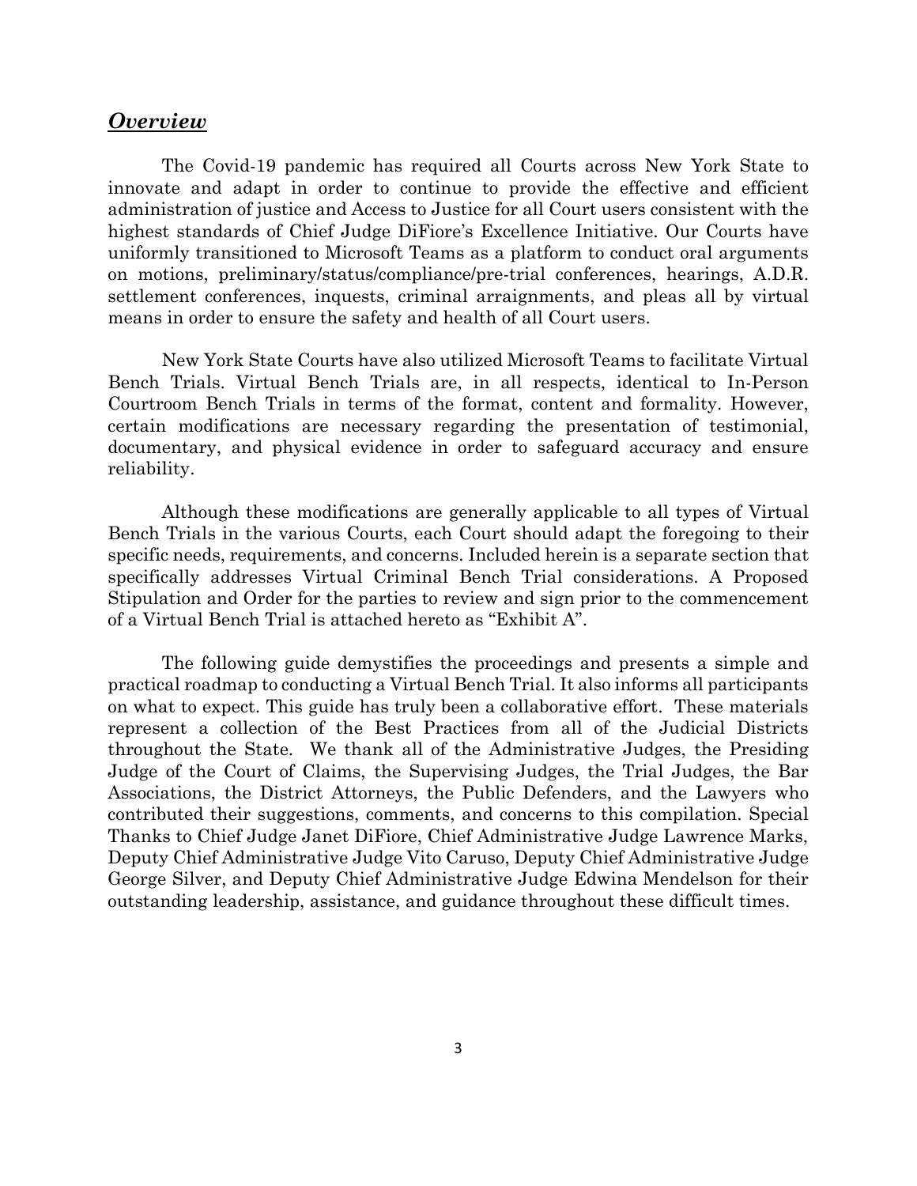## ***Overview***

The Covid-19 pandemic has required all Courts across New York State to innovate and adapt in order to continue to provide the effective and efficient administration of justice and Access to Justice for all Court users consistent with the highest standards of Chief Judge DiFiore's Excellence Initiative. Our Courts have uniformly transitioned to Microsoft Teams as a platform to conduct oral arguments on motions, preliminary/status/compliance/pre-trial conferences, hearings, A.D.R. settlement conferences, inquests, criminal arraignments, and pleas all by virtual means in order to ensure the safety and health of all Court users.

New York State Courts have also utilized Microsoft Teams to facilitate Virtual Bench Trials. Virtual Bench Trials are, in all respects, identical to In-Person Courtroom Bench Trials in terms of the format, content and formality. However, certain modifications are necessary regarding the presentation of testimonial, documentary, and physical evidence in order to safeguard accuracy and ensure reliability.

Although these modifications are generally applicable to all types of Virtual Bench Trials in the various Courts, each Court should adapt the foregoing to their specific needs, requirements, and concerns. Included herein is a separate section that specifically addresses Virtual Criminal Bench Trial considerations. A Proposed Stipulation and Order for the parties to review and sign prior to the commencement of a Virtual Bench Trial is attached hereto as "Exhibit A".

The following guide demystifies the proceedings and presents a simple and practical roadmap to conducting a Virtual Bench Trial. It also informs all participants on what to expect. This guide has truly been a collaborative effort. These materials represent a collection of the Best Practices from all of the Judicial Districts throughout the State. We thank all of the Administrative Judges, the Presiding Judge of the Court of Claims, the Supervising Judges, the Trial Judges, the Bar Associations, the District Attorneys, the Public Defenders, and the Lawyers who contributed their suggestions, comments, and concerns to this compilation. Special Thanks to Chief Judge Janet DiFiore, Chief Administrative Judge Lawrence Marks, Deputy Chief Administrative Judge Vito Caruso, Deputy Chief Administrative Judge George Silver, and Deputy Chief Administrative Judge Edwina Mendelson for their outstanding leadership, assistance, and guidance throughout these difficult times.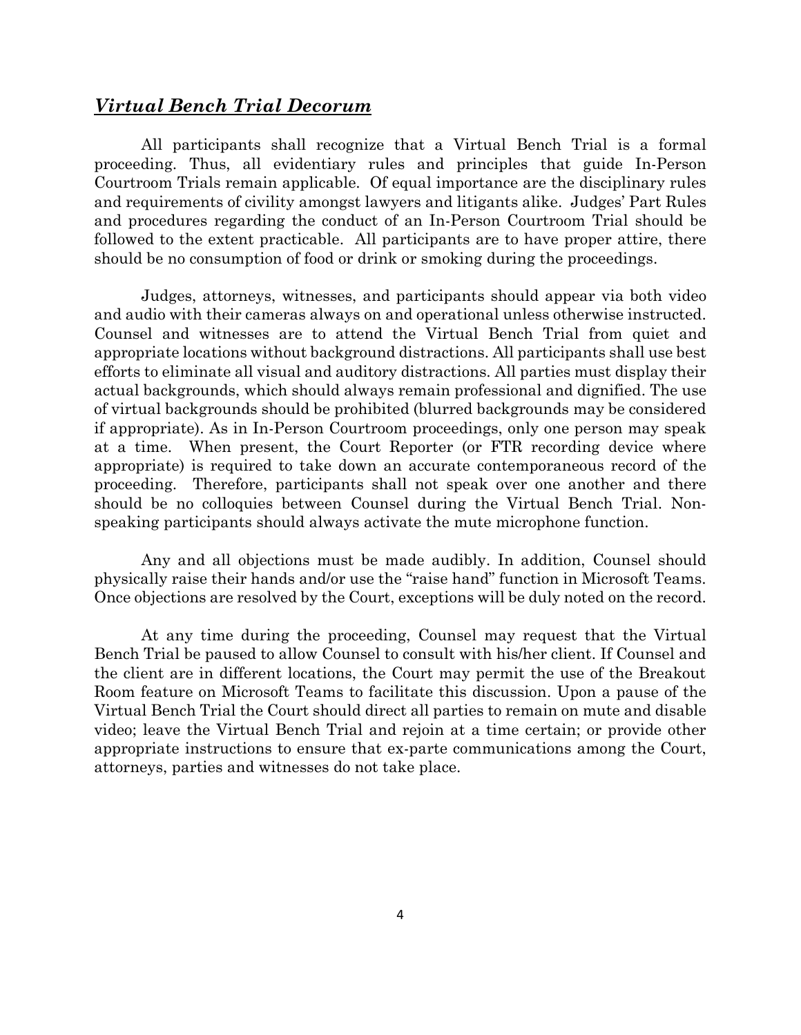## ***Virtual Bench Trial Decorum***

All participants shall recognize that a Virtual Bench Trial is a formal proceeding. Thus, all evidentiary rules and principles that guide In-Person Courtroom Trials remain applicable. Of equal importance are the disciplinary rules and requirements of civility amongst lawyers and litigants alike. Judges' Part Rules and procedures regarding the conduct of an In-Person Courtroom Trial should be followed to the extent practicable. All participants are to have proper attire, there should be no consumption of food or drink or smoking during the proceedings.

Judges, attorneys, witnesses, and participants should appear via both video and audio with their cameras always on and operational unless otherwise instructed. Counsel and witnesses are to attend the Virtual Bench Trial from quiet and appropriate locations without background distractions. All participants shall use best efforts to eliminate all visual and auditory distractions. All parties must display their actual backgrounds, which should always remain professional and dignified. The use of virtual backgrounds should be prohibited (blurred backgrounds may be considered if appropriate). As in In-Person Courtroom proceedings, only one person may speak at a time. When present, the Court Reporter (or FTR recording device where appropriate) is required to take down an accurate contemporaneous record of the proceeding. Therefore, participants shall not speak over one another and there should be no colloquies between Counsel during the Virtual Bench Trial. Non-speaking participants should always activate the mute microphone function.

Any and all objections must be made audibly. In addition, Counsel should physically raise their hands and/or use the "raise hand" function in Microsoft Teams. Once objections are resolved by the Court, exceptions will be duly noted on the record.

At any time during the proceeding, Counsel may request that the Virtual Bench Trial be paused to allow Counsel to consult with his/her client. If Counsel and the client are in different locations, the Court may permit the use of the Breakout Room feature on Microsoft Teams to facilitate this discussion. Upon a pause of the Virtual Bench Trial the Court should direct all parties to remain on mute and disable video; leave the Virtual Bench Trial and rejoin at a time certain; or provide other appropriate instructions to ensure that ex-parte communications among the Court, attorneys, parties and witnesses do not take place.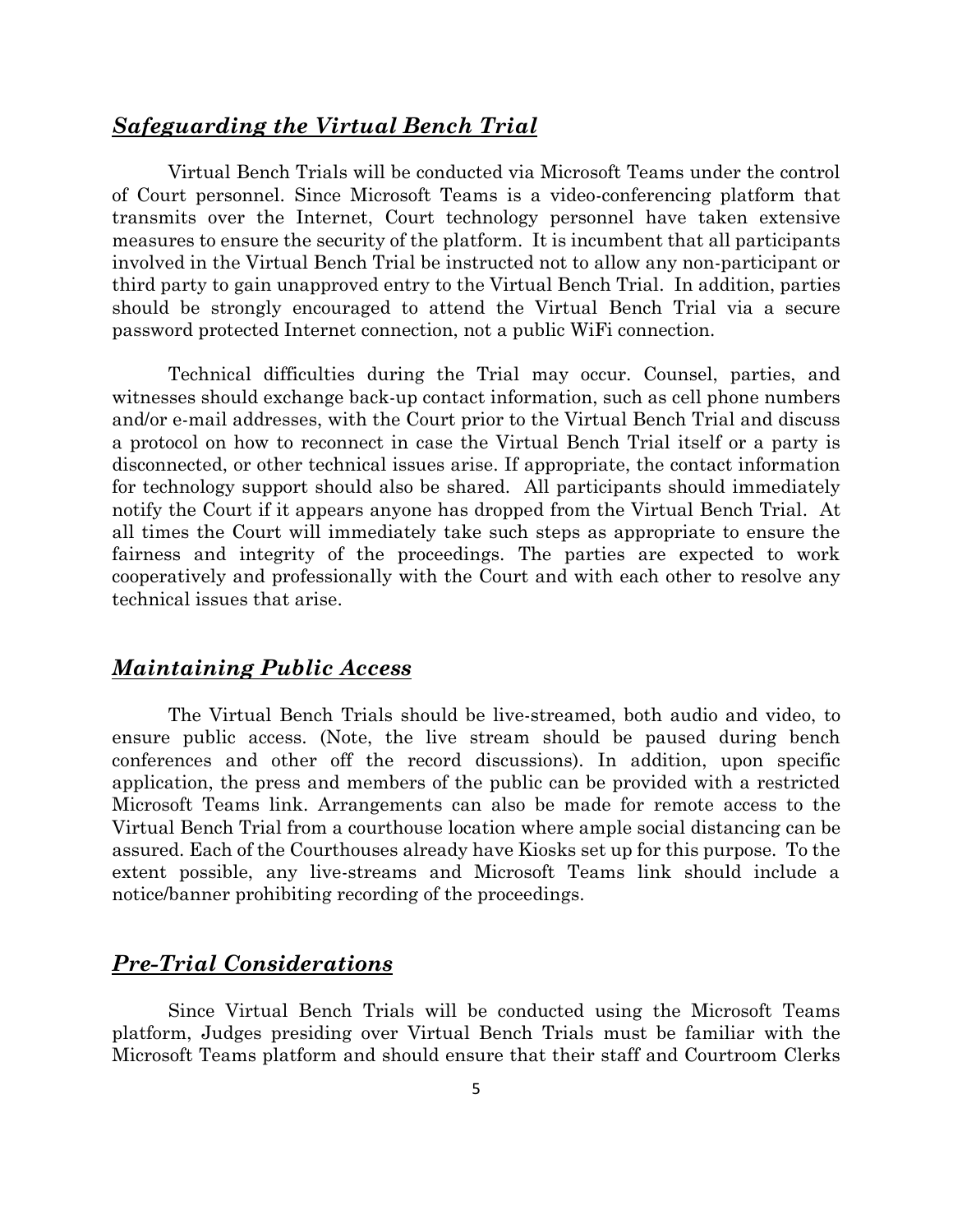## ***Safeguarding the Virtual Bench Trial***

Virtual Bench Trials will be conducted via Microsoft Teams under the control of Court personnel. Since Microsoft Teams is a video-conferencing platform that transmits over the Internet, Court technology personnel have taken extensive measures to ensure the security of the platform. It is incumbent that all participants involved in the Virtual Bench Trial be instructed not to allow any non-participant or third party to gain unapproved entry to the Virtual Bench Trial. In addition, parties should be strongly encouraged to attend the Virtual Bench Trial via a secure password protected Internet connection, not a public WiFi connection.

Technical difficulties during the Trial may occur. Counsel, parties, and witnesses should exchange back-up contact information, such as cell phone numbers and/or e-mail addresses, with the Court prior to the Virtual Bench Trial and discuss a protocol on how to reconnect in case the Virtual Bench Trial itself or a party is disconnected, or other technical issues arise. If appropriate, the contact information for technology support should also be shared. All participants should immediately notify the Court if it appears anyone has dropped from the Virtual Bench Trial. At all times the Court will immediately take such steps as appropriate to ensure the fairness and integrity of the proceedings. The parties are expected to work cooperatively and professionally with the Court and with each other to resolve any technical issues that arise.

## ***Maintaining Public Access***

The Virtual Bench Trials should be live-streamed, both audio and video, to ensure public access. (Note, the live stream should be paused during bench conferences and other off the record discussions). In addition, upon specific application, the press and members of the public can be provided with a restricted Microsoft Teams link. Arrangements can also be made for remote access to the Virtual Bench Trial from a courthouse location where ample social distancing can be assured. Each of the Courthouses already have Kiosks set up for this purpose. To the extent possible, any live-streams and Microsoft Teams link should include a notice/banner prohibiting recording of the proceedings.

## ***Pre-Trial Considerations***

Since Virtual Bench Trials will be conducted using the Microsoft Teams platform, Judges presiding over Virtual Bench Trials must be familiar with the Microsoft Teams platform and should ensure that their staff and Courtroom Clerks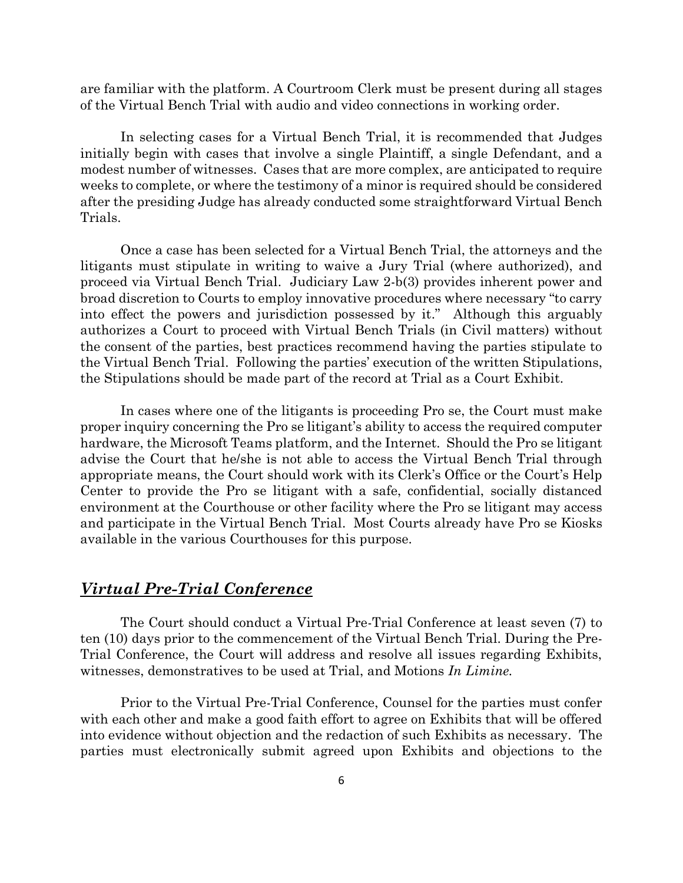are familiar with the platform. A Courtroom Clerk must be present during all stages of the Virtual Bench Trial with audio and video connections in working order.

In selecting cases for a Virtual Bench Trial, it is recommended that Judges initially begin with cases that involve a single Plaintiff, a single Defendant, and a modest number of witnesses. Cases that are more complex, are anticipated to require weeks to complete, or where the testimony of a minor is required should be considered after the presiding Judge has already conducted some straightforward Virtual Bench Trials.

Once a case has been selected for a Virtual Bench Trial, the attorneys and the litigants must stipulate in writing to waive a Jury Trial (where authorized), and proceed via Virtual Bench Trial. Judiciary Law 2-b(3) provides inherent power and broad discretion to Courts to employ innovative procedures where necessary "to carry into effect the powers and jurisdiction possessed by it." Although this arguably authorizes a Court to proceed with Virtual Bench Trials (in Civil matters) without the consent of the parties, best practices recommend having the parties stipulate to the Virtual Bench Trial. Following the parties' execution of the written Stipulations, the Stipulations should be made part of the record at Trial as a Court Exhibit.

In cases where one of the litigants is proceeding Pro se, the Court must make proper inquiry concerning the Pro se litigant's ability to access the required computer hardware, the Microsoft Teams platform, and the Internet. Should the Pro se litigant advise the Court that he/she is not able to access the Virtual Bench Trial through appropriate means, the Court should work with its Clerk's Office or the Court's Help Center to provide the Pro se litigant with a safe, confidential, socially distanced environment at the Courthouse or other facility where the Pro se litigant may access and participate in the Virtual Bench Trial. Most Courts already have Pro se Kiosks available in the various Courthouses for this purpose.

## ***Virtual Pre-Trial Conference***

The Court should conduct a Virtual Pre-Trial Conference at least seven (7) to ten (10) days prior to the commencement of the Virtual Bench Trial. During the Pre-Trial Conference, the Court will address and resolve all issues regarding Exhibits, witnesses, demonstratives to be used at Trial, and Motions *In Limine.*

Prior to the Virtual Pre-Trial Conference, Counsel for the parties must confer with each other and make a good faith effort to agree on Exhibits that will be offered into evidence without objection and the redaction of such Exhibits as necessary. The parties must electronically submit agreed upon Exhibits and objections to the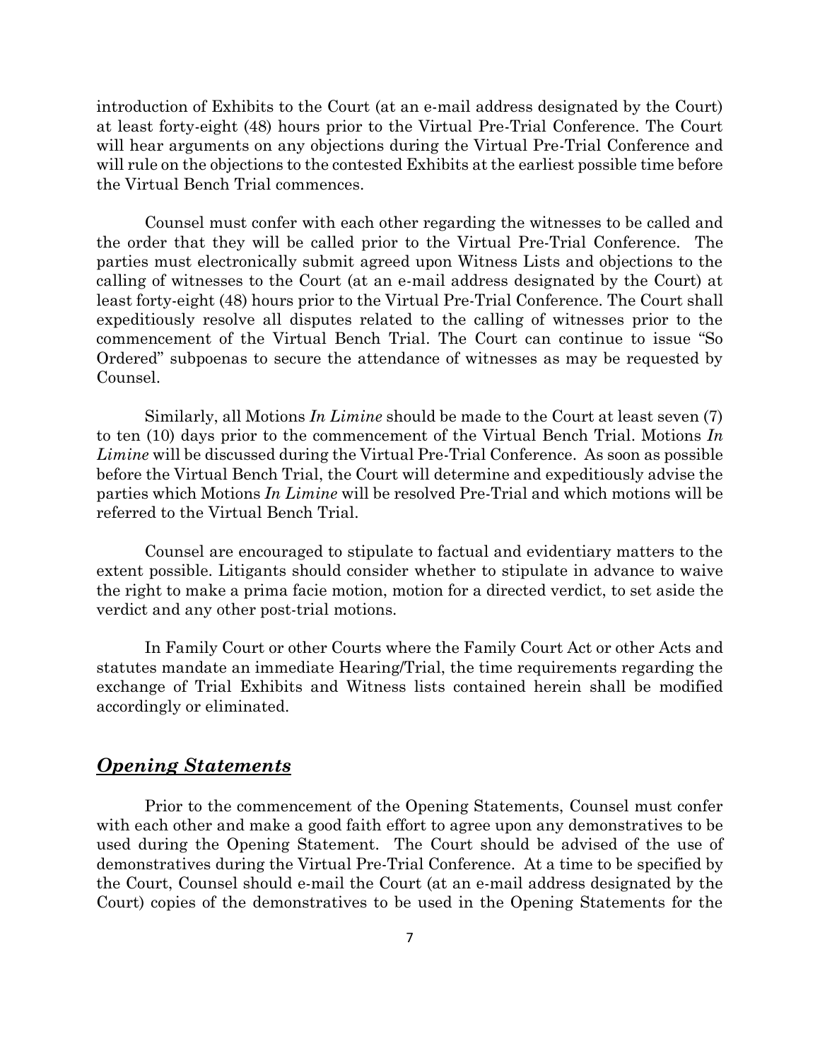introduction of Exhibits to the Court (at an e-mail address designated by the Court) at least forty-eight (48) hours prior to the Virtual Pre-Trial Conference. The Court will hear arguments on any objections during the Virtual Pre-Trial Conference and will rule on the objections to the contested Exhibits at the earliest possible time before the Virtual Bench Trial commences.

Counsel must confer with each other regarding the witnesses to be called and the order that they will be called prior to the Virtual Pre-Trial Conference. The parties must electronically submit agreed upon Witness Lists and objections to the calling of witnesses to the Court (at an e-mail address designated by the Court) at least forty-eight (48) hours prior to the Virtual Pre-Trial Conference. The Court shall expeditiously resolve all disputes related to the calling of witnesses prior to the commencement of the Virtual Bench Trial. The Court can continue to issue "So Ordered" subpoenas to secure the attendance of witnesses as may be requested by Counsel.

Similarly, all Motions *In Limine* should be made to the Court at least seven (7) to ten (10) days prior to the commencement of the Virtual Bench Trial. Motions *In Limine* will be discussed during the Virtual Pre-Trial Conference. As soon as possible before the Virtual Bench Trial, the Court will determine and expeditiously advise the parties which Motions *In Limine* will be resolved Pre-Trial and which motions will be referred to the Virtual Bench Trial.

Counsel are encouraged to stipulate to factual and evidentiary matters to the extent possible. Litigants should consider whether to stipulate in advance to waive the right to make a prima facie motion, motion for a directed verdict, to set aside the verdict and any other post-trial motions.

In Family Court or other Courts where the Family Court Act or other Acts and statutes mandate an immediate Hearing/Trial, the time requirements regarding the exchange of Trial Exhibits and Witness lists contained herein shall be modified accordingly or eliminated.

## ***Opening Statements***

Prior to the commencement of the Opening Statements, Counsel must confer with each other and make a good faith effort to agree upon any demonstratives to be used during the Opening Statement. The Court should be advised of the use of demonstratives during the Virtual Pre-Trial Conference. At a time to be specified by the Court, Counsel should e-mail the Court (at an e-mail address designated by the Court) copies of the demonstratives to be used in the Opening Statements for the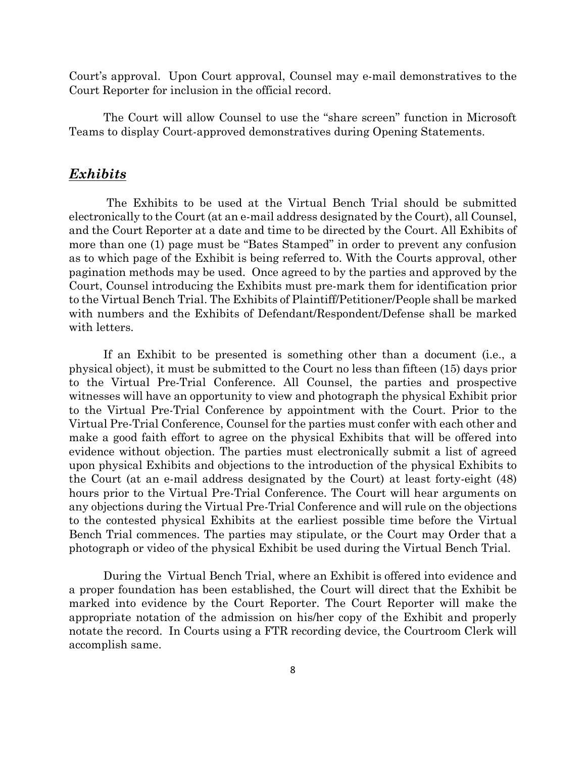Court's approval. Upon Court approval, Counsel may e-mail demonstratives to the Court Reporter for inclusion in the official record.

The Court will allow Counsel to use the "share screen" function in Microsoft Teams to display Court-approved demonstratives during Opening Statements.

## ***Exhibits***

The Exhibits to be used at the Virtual Bench Trial should be submitted electronically to the Court (at an e-mail address designated by the Court), all Counsel, and the Court Reporter at a date and time to be directed by the Court. All Exhibits of more than one (1) page must be "Bates Stamped" in order to prevent any confusion as to which page of the Exhibit is being referred to. With the Courts approval, other pagination methods may be used. Once agreed to by the parties and approved by the Court, Counsel introducing the Exhibits must pre-mark them for identification prior to the Virtual Bench Trial. The Exhibits of Plaintiff/Petitioner/People shall be marked with numbers and the Exhibits of Defendant/Respondent/Defense shall be marked with letters.

If an Exhibit to be presented is something other than a document (i.e., a physical object), it must be submitted to the Court no less than fifteen (15) days prior to the Virtual Pre-Trial Conference. All Counsel, the parties and prospective witnesses will have an opportunity to view and photograph the physical Exhibit prior to the Virtual Pre-Trial Conference by appointment with the Court. Prior to the Virtual Pre-Trial Conference, Counsel for the parties must confer with each other and make a good faith effort to agree on the physical Exhibits that will be offered into evidence without objection. The parties must electronically submit a list of agreed upon physical Exhibits and objections to the introduction of the physical Exhibits to the Court (at an e-mail address designated by the Court) at least forty-eight (48) hours prior to the Virtual Pre-Trial Conference. The Court will hear arguments on any objections during the Virtual Pre-Trial Conference and will rule on the objections to the contested physical Exhibits at the earliest possible time before the Virtual Bench Trial commences. The parties may stipulate, or the Court may Order that a photograph or video of the physical Exhibit be used during the Virtual Bench Trial.

During the Virtual Bench Trial, where an Exhibit is offered into evidence and a proper foundation has been established, the Court will direct that the Exhibit be marked into evidence by the Court Reporter. The Court Reporter will make the appropriate notation of the admission on his/her copy of the Exhibit and properly notate the record. In Courts using a FTR recording device, the Courtroom Clerk will accomplish same.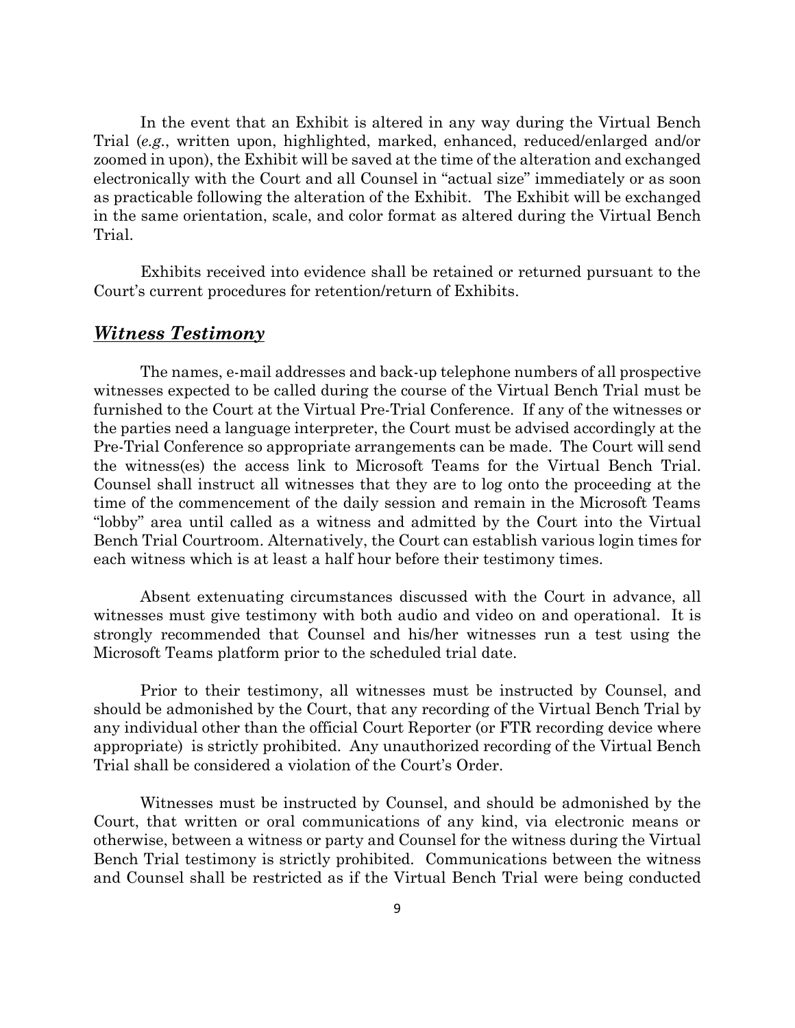In the event that an Exhibit is altered in any way during the Virtual Bench Trial (*e.g.*, written upon, highlighted, marked, enhanced, reduced/enlarged and/or zoomed in upon), the Exhibit will be saved at the time of the alteration and exchanged electronically with the Court and all Counsel in "actual size" immediately or as soon as practicable following the alteration of the Exhibit. The Exhibit will be exchanged in the same orientation, scale, and color format as altered during the Virtual Bench Trial.

Exhibits received into evidence shall be retained or returned pursuant to the Court's current procedures for retention/return of Exhibits.

## ***Witness Testimony***

The names, e-mail addresses and back-up telephone numbers of all prospective witnesses expected to be called during the course of the Virtual Bench Trial must be furnished to the Court at the Virtual Pre-Trial Conference. If any of the witnesses or the parties need a language interpreter, the Court must be advised accordingly at the Pre-Trial Conference so appropriate arrangements can be made. The Court will send the witness(es) the access link to Microsoft Teams for the Virtual Bench Trial. Counsel shall instruct all witnesses that they are to log onto the proceeding at the time of the commencement of the daily session and remain in the Microsoft Teams "lobby" area until called as a witness and admitted by the Court into the Virtual Bench Trial Courtroom. Alternatively, the Court can establish various login times for each witness which is at least a half hour before their testimony times.

Absent extenuating circumstances discussed with the Court in advance, all witnesses must give testimony with both audio and video on and operational. It is strongly recommended that Counsel and his/her witnesses run a test using the Microsoft Teams platform prior to the scheduled trial date.

Prior to their testimony, all witnesses must be instructed by Counsel, and should be admonished by the Court, that any recording of the Virtual Bench Trial by any individual other than the official Court Reporter (or FTR recording device where appropriate) is strictly prohibited. Any unauthorized recording of the Virtual Bench Trial shall be considered a violation of the Court's Order.

Witnesses must be instructed by Counsel, and should be admonished by the Court, that written or oral communications of any kind, via electronic means or otherwise, between a witness or party and Counsel for the witness during the Virtual Bench Trial testimony is strictly prohibited. Communications between the witness and Counsel shall be restricted as if the Virtual Bench Trial were being conducted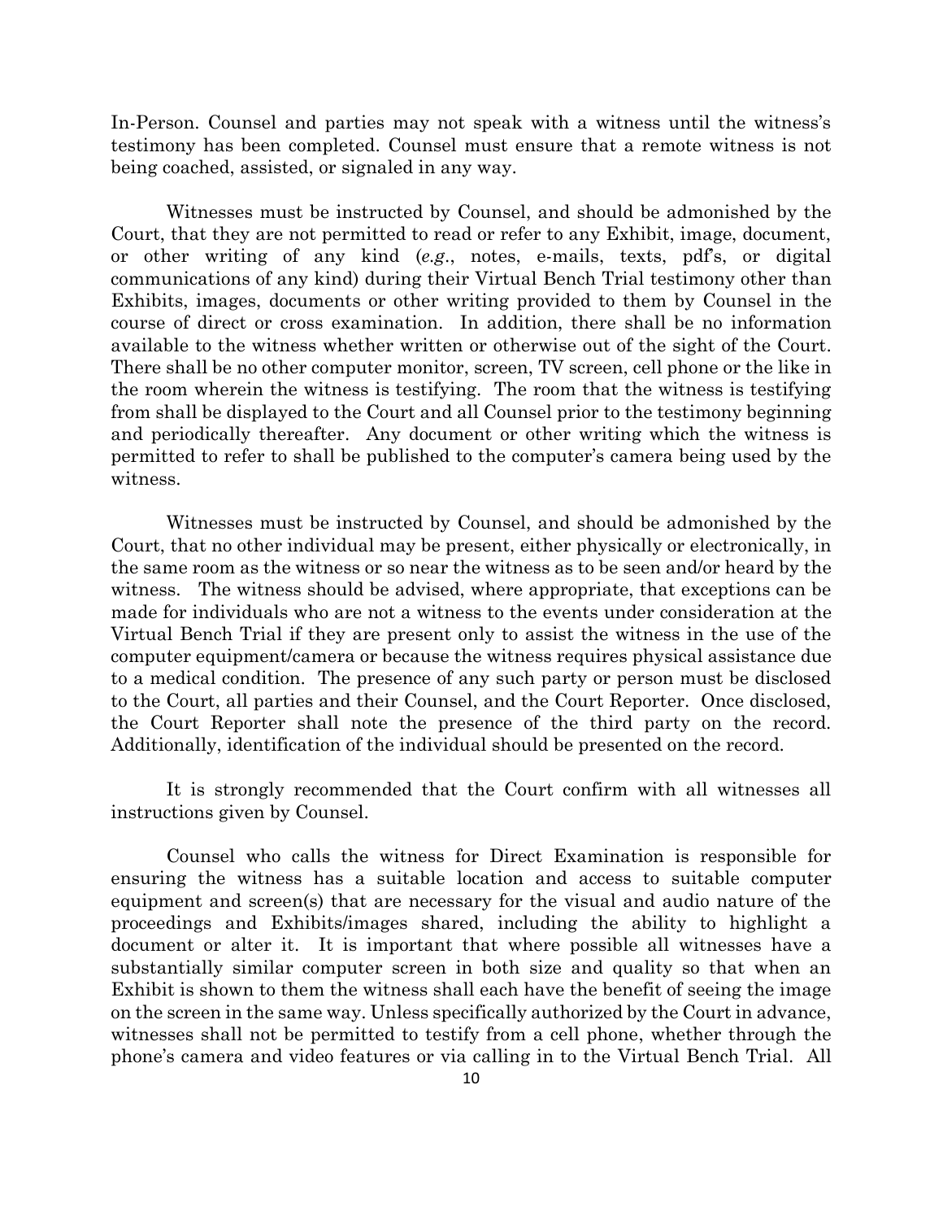In-Person. Counsel and parties may not speak with a witness until the witness's testimony has been completed. Counsel must ensure that a remote witness is not being coached, assisted, or signaled in any way.

Witnesses must be instructed by Counsel, and should be admonished by the Court, that they are not permitted to read or refer to any Exhibit, image, document, or other writing of any kind (*e.g.*, notes, e-mails, texts, pdf's, or digital communications of any kind) during their Virtual Bench Trial testimony other than Exhibits, images, documents or other writing provided to them by Counsel in the course of direct or cross examination. In addition, there shall be no information available to the witness whether written or otherwise out of the sight of the Court. There shall be no other computer monitor, screen, TV screen, cell phone or the like in the room wherein the witness is testifying. The room that the witness is testifying from shall be displayed to the Court and all Counsel prior to the testimony beginning and periodically thereafter. Any document or other writing which the witness is permitted to refer to shall be published to the computer's camera being used by the witness.

Witnesses must be instructed by Counsel, and should be admonished by the Court, that no other individual may be present, either physically or electronically, in the same room as the witness or so near the witness as to be seen and/or heard by the witness. The witness should be advised, where appropriate, that exceptions can be made for individuals who are not a witness to the events under consideration at the Virtual Bench Trial if they are present only to assist the witness in the use of the computer equipment/camera or because the witness requires physical assistance due to a medical condition. The presence of any such party or person must be disclosed to the Court, all parties and their Counsel, and the Court Reporter. Once disclosed, the Court Reporter shall note the presence of the third party on the record. Additionally, identification of the individual should be presented on the record.

It is strongly recommended that the Court confirm with all witnesses all instructions given by Counsel.

Counsel who calls the witness for Direct Examination is responsible for ensuring the witness has a suitable location and access to suitable computer equipment and screen(s) that are necessary for the visual and audio nature of the proceedings and Exhibits/images shared, including the ability to highlight a document or alter it. It is important that where possible all witnesses have a substantially similar computer screen in both size and quality so that when an Exhibit is shown to them the witness shall each have the benefit of seeing the image on the screen in the same way. Unless specifically authorized by the Court in advance, witnesses shall not be permitted to testify from a cell phone, whether through the phone's camera and video features or via calling in to the Virtual Bench Trial. All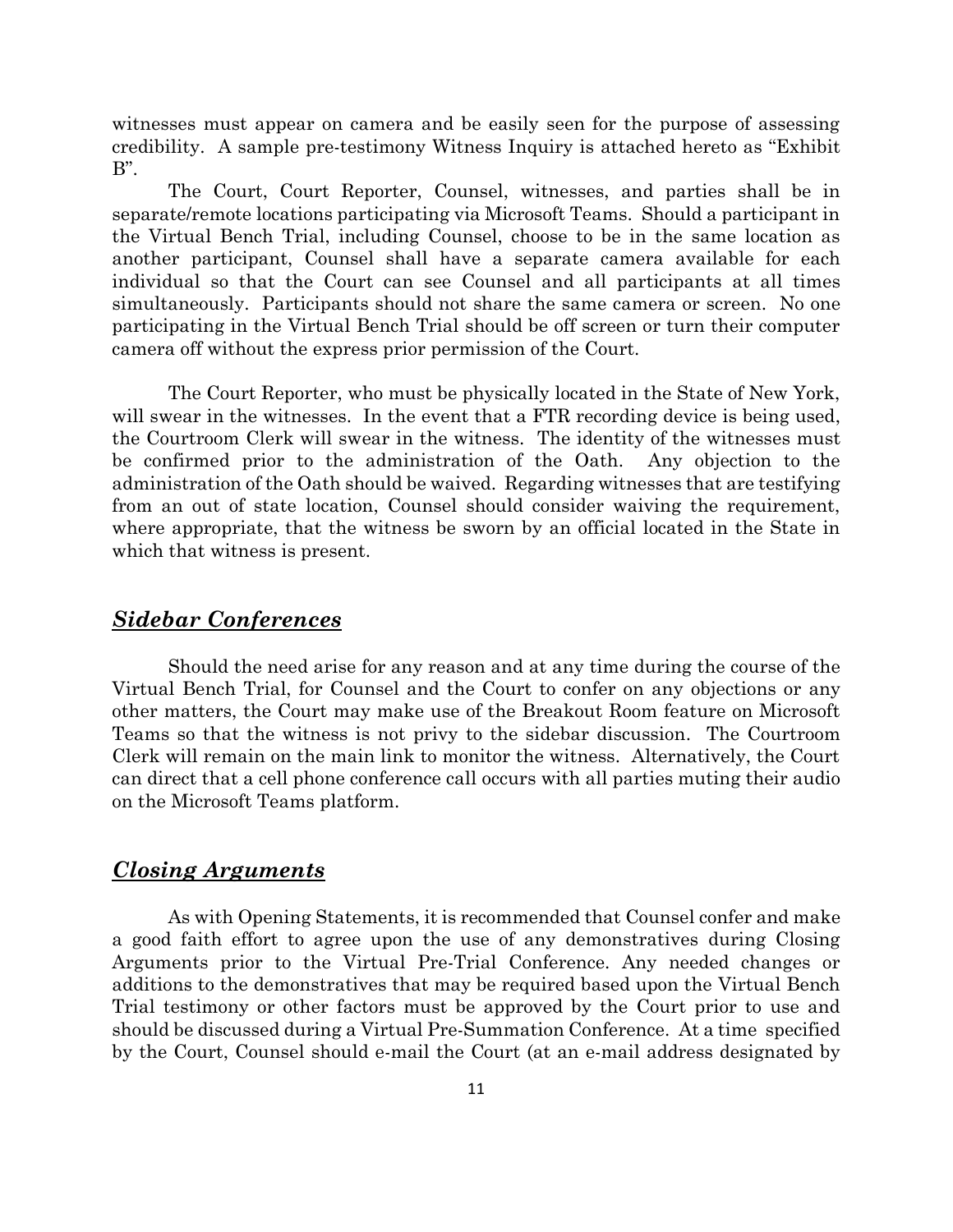witnesses must appear on camera and be easily seen for the purpose of assessing credibility. A sample pre-testimony Witness Inquiry is attached hereto as "Exhibit B".

The Court, Court Reporter, Counsel, witnesses, and parties shall be in separate/remote locations participating via Microsoft Teams. Should a participant in the Virtual Bench Trial, including Counsel, choose to be in the same location as another participant, Counsel shall have a separate camera available for each individual so that the Court can see Counsel and all participants at all times simultaneously. Participants should not share the same camera or screen. No one participating in the Virtual Bench Trial should be off screen or turn their computer camera off without the express prior permission of the Court.

The Court Reporter, who must be physically located in the State of New York, will swear in the witnesses. In the event that a FTR recording device is being used, the Courtroom Clerk will swear in the witness. The identity of the witnesses must be confirmed prior to the administration of the Oath. Any objection to the administration of the Oath should be waived. Regarding witnesses that are testifying from an out of state location, Counsel should consider waiving the requirement, where appropriate, that the witness be sworn by an official located in the State in which that witness is present.

## ***Sidebar Conferences***

Should the need arise for any reason and at any time during the course of the Virtual Bench Trial, for Counsel and the Court to confer on any objections or any other matters, the Court may make use of the Breakout Room feature on Microsoft Teams so that the witness is not privy to the sidebar discussion. The Courtroom Clerk will remain on the main link to monitor the witness. Alternatively, the Court can direct that a cell phone conference call occurs with all parties muting their audio on the Microsoft Teams platform.

## ***Closing Arguments***

As with Opening Statements, it is recommended that Counsel confer and make a good faith effort to agree upon the use of any demonstratives during Closing Arguments prior to the Virtual Pre-Trial Conference. Any needed changes or additions to the demonstratives that may be required based upon the Virtual Bench Trial testimony or other factors must be approved by the Court prior to use and should be discussed during a Virtual Pre-Summation Conference. At a time specified by the Court, Counsel should e-mail the Court (at an e-mail address designated by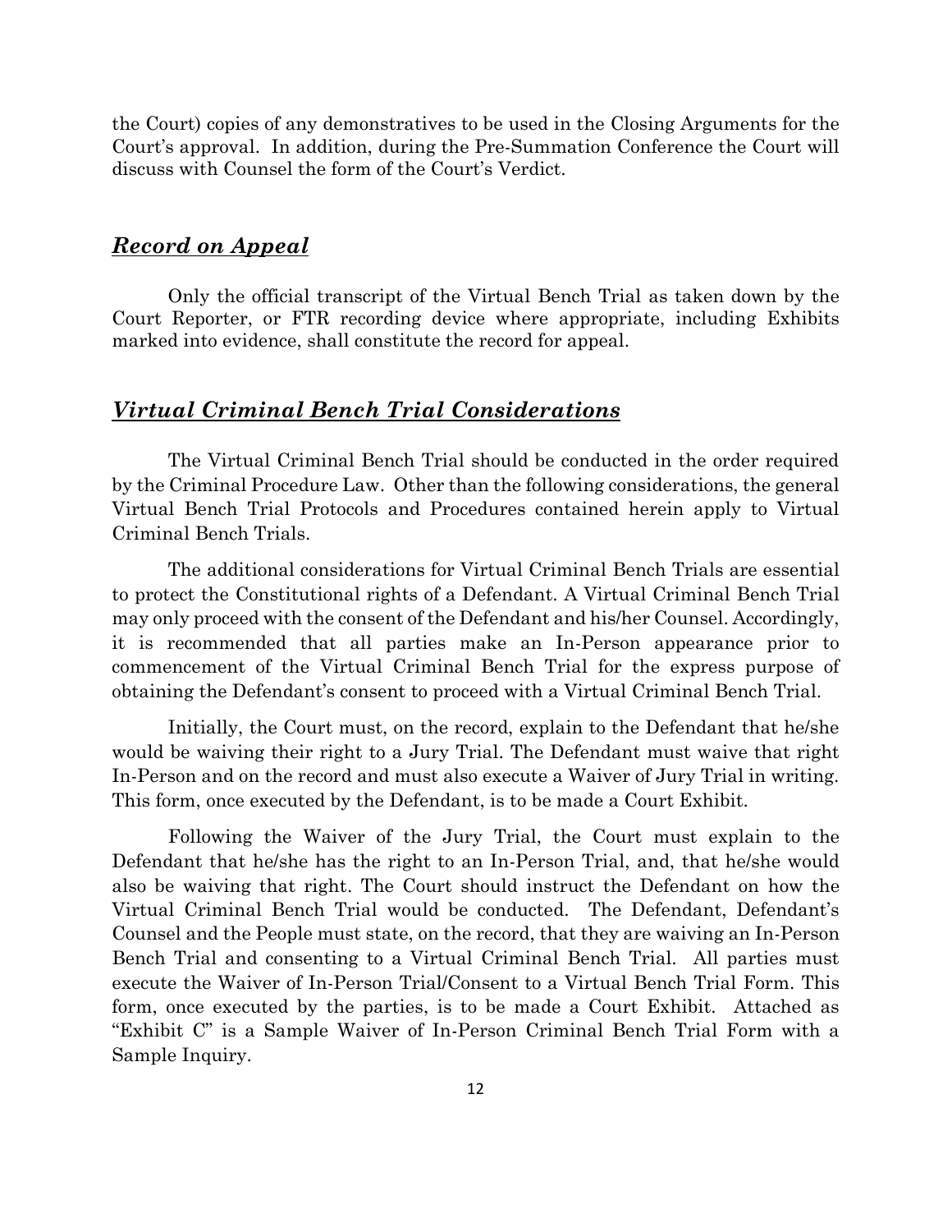the Court) copies of any demonstratives to be used in the Closing Arguments for the Court's approval. In addition, during the Pre-Summation Conference the Court will discuss with Counsel the form of the Court's Verdict.

## ***Record on Appeal***

Only the official transcript of the Virtual Bench Trial as taken down by the Court Reporter, or FTR recording device where appropriate, including Exhibits marked into evidence, shall constitute the record for appeal.

## ***Virtual Criminal Bench Trial Considerations***

The Virtual Criminal Bench Trial should be conducted in the order required by the Criminal Procedure Law. Other than the following considerations, the general Virtual Bench Trial Protocols and Procedures contained herein apply to Virtual Criminal Bench Trials.

The additional considerations for Virtual Criminal Bench Trials are essential to protect the Constitutional rights of a Defendant. A Virtual Criminal Bench Trial may only proceed with the consent of the Defendant and his/her Counsel. Accordingly, it is recommended that all parties make an In-Person appearance prior to commencement of the Virtual Criminal Bench Trial for the express purpose of obtaining the Defendant's consent to proceed with a Virtual Criminal Bench Trial.

Initially, the Court must, on the record, explain to the Defendant that he/she would be waiving their right to a Jury Trial. The Defendant must waive that right In-Person and on the record and must also execute a Waiver of Jury Trial in writing. This form, once executed by the Defendant, is to be made a Court Exhibit.

Following the Waiver of the Jury Trial, the Court must explain to the Defendant that he/she has the right to an In-Person Trial, and, that he/she would also be waiving that right. The Court should instruct the Defendant on how the Virtual Criminal Bench Trial would be conducted. The Defendant, Defendant's Counsel and the People must state, on the record, that they are waiving an In-Person Bench Trial and consenting to a Virtual Criminal Bench Trial. All parties must execute the Waiver of In-Person Trial/Consent to a Virtual Bench Trial Form. This form, once executed by the parties, is to be made a Court Exhibit. Attached as "Exhibit C" is a Sample Waiver of In-Person Criminal Bench Trial Form with a Sample Inquiry.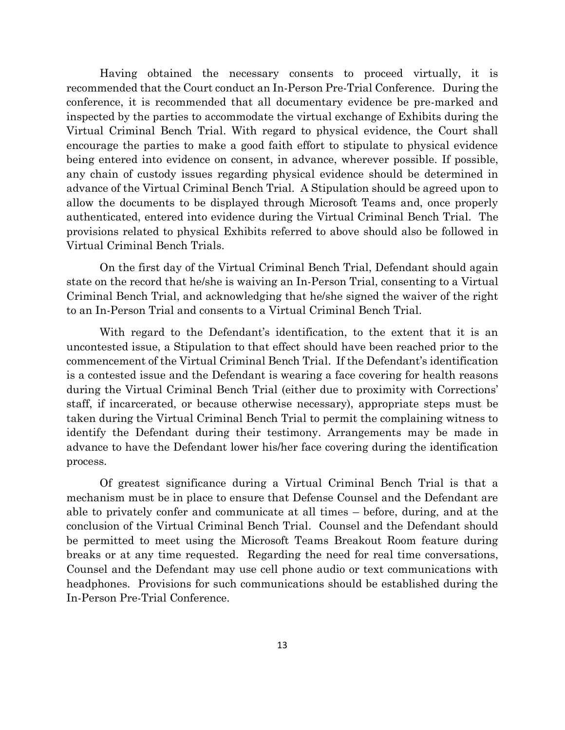Having obtained the necessary consents to proceed virtually, it is recommended that the Court conduct an In-Person Pre-Trial Conference. During the conference, it is recommended that all documentary evidence be pre-marked and inspected by the parties to accommodate the virtual exchange of Exhibits during the Virtual Criminal Bench Trial. With regard to physical evidence, the Court shall encourage the parties to make a good faith effort to stipulate to physical evidence being entered into evidence on consent, in advance, wherever possible. If possible, any chain of custody issues regarding physical evidence should be determined in advance of the Virtual Criminal Bench Trial. A Stipulation should be agreed upon to allow the documents to be displayed through Microsoft Teams and, once properly authenticated, entered into evidence during the Virtual Criminal Bench Trial. The provisions related to physical Exhibits referred to above should also be followed in Virtual Criminal Bench Trials.

On the first day of the Virtual Criminal Bench Trial, Defendant should again state on the record that he/she is waiving an In-Person Trial, consenting to a Virtual Criminal Bench Trial, and acknowledging that he/she signed the waiver of the right to an In-Person Trial and consents to a Virtual Criminal Bench Trial.

With regard to the Defendant's identification, to the extent that it is an uncontested issue, a Stipulation to that effect should have been reached prior to the commencement of the Virtual Criminal Bench Trial. If the Defendant's identification is a contested issue and the Defendant is wearing a face covering for health reasons during the Virtual Criminal Bench Trial (either due to proximity with Corrections' staff, if incarcerated, or because otherwise necessary), appropriate steps must be taken during the Virtual Criminal Bench Trial to permit the complaining witness to identify the Defendant during their testimony. Arrangements may be made in advance to have the Defendant lower his/her face covering during the identification process.

Of greatest significance during a Virtual Criminal Bench Trial is that a mechanism must be in place to ensure that Defense Counsel and the Defendant are able to privately confer and communicate at all times – before, during, and at the conclusion of the Virtual Criminal Bench Trial. Counsel and the Defendant should be permitted to meet using the Microsoft Teams Breakout Room feature during breaks or at any time requested. Regarding the need for real time conversations, Counsel and the Defendant may use cell phone audio or text communications with headphones. Provisions for such communications should be established during the In-Person Pre-Trial Conference.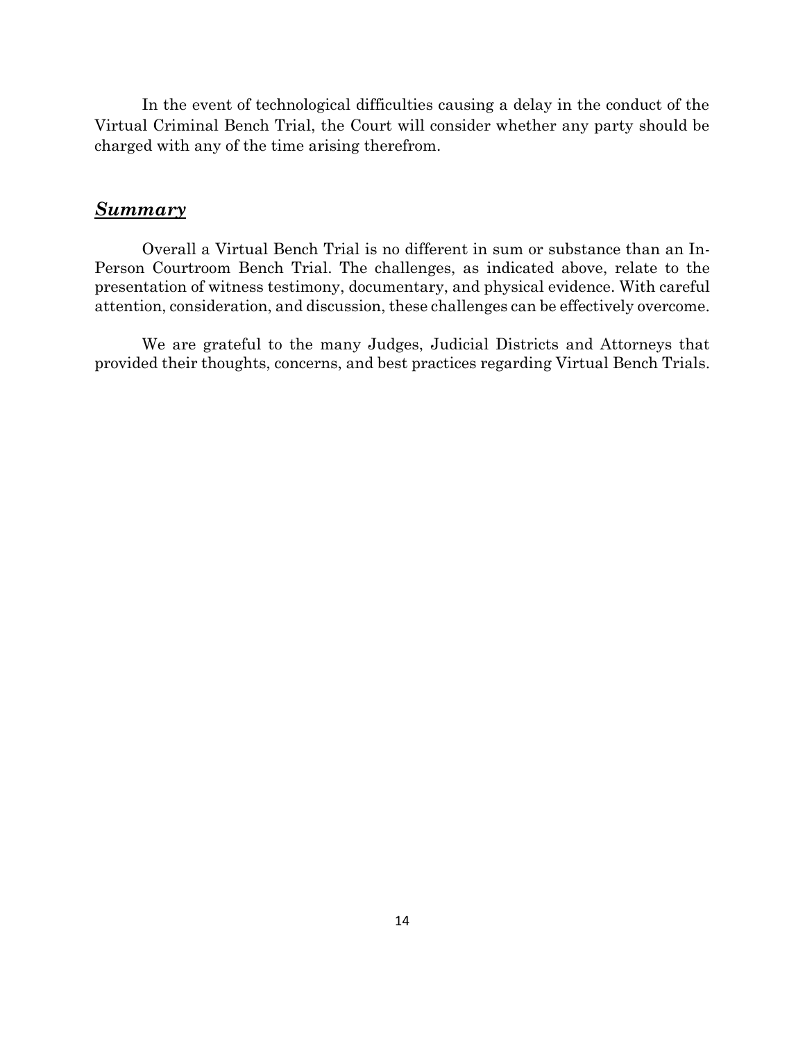In the event of technological difficulties causing a delay in the conduct of the Virtual Criminal Bench Trial, the Court will consider whether any party should be charged with any of the time arising therefrom.

## ***Summary***

Overall a Virtual Bench Trial is no different in sum or substance than an In-Person Courtroom Bench Trial. The challenges, as indicated above, relate to the presentation of witness testimony, documentary, and physical evidence. With careful attention, consideration, and discussion, these challenges can be effectively overcome.

We are grateful to the many Judges, Judicial Districts and Attorneys that provided their thoughts, concerns, and best practices regarding Virtual Bench Trials.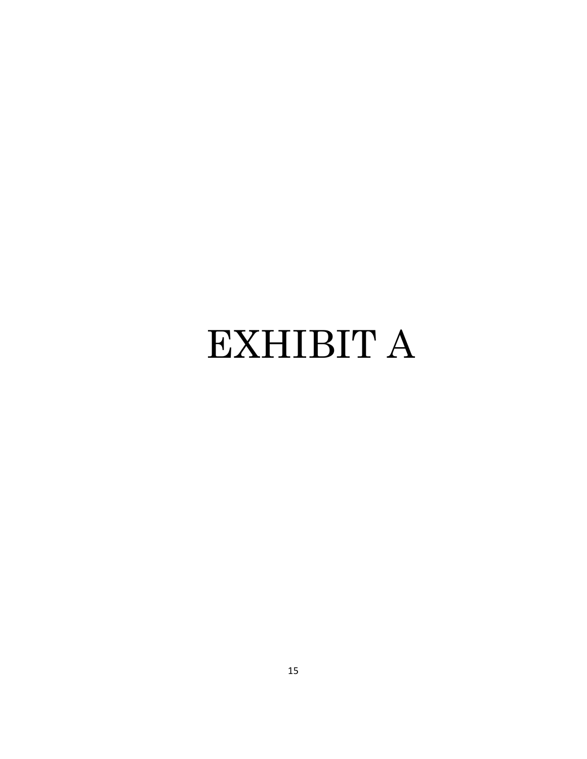# EXHIBIT A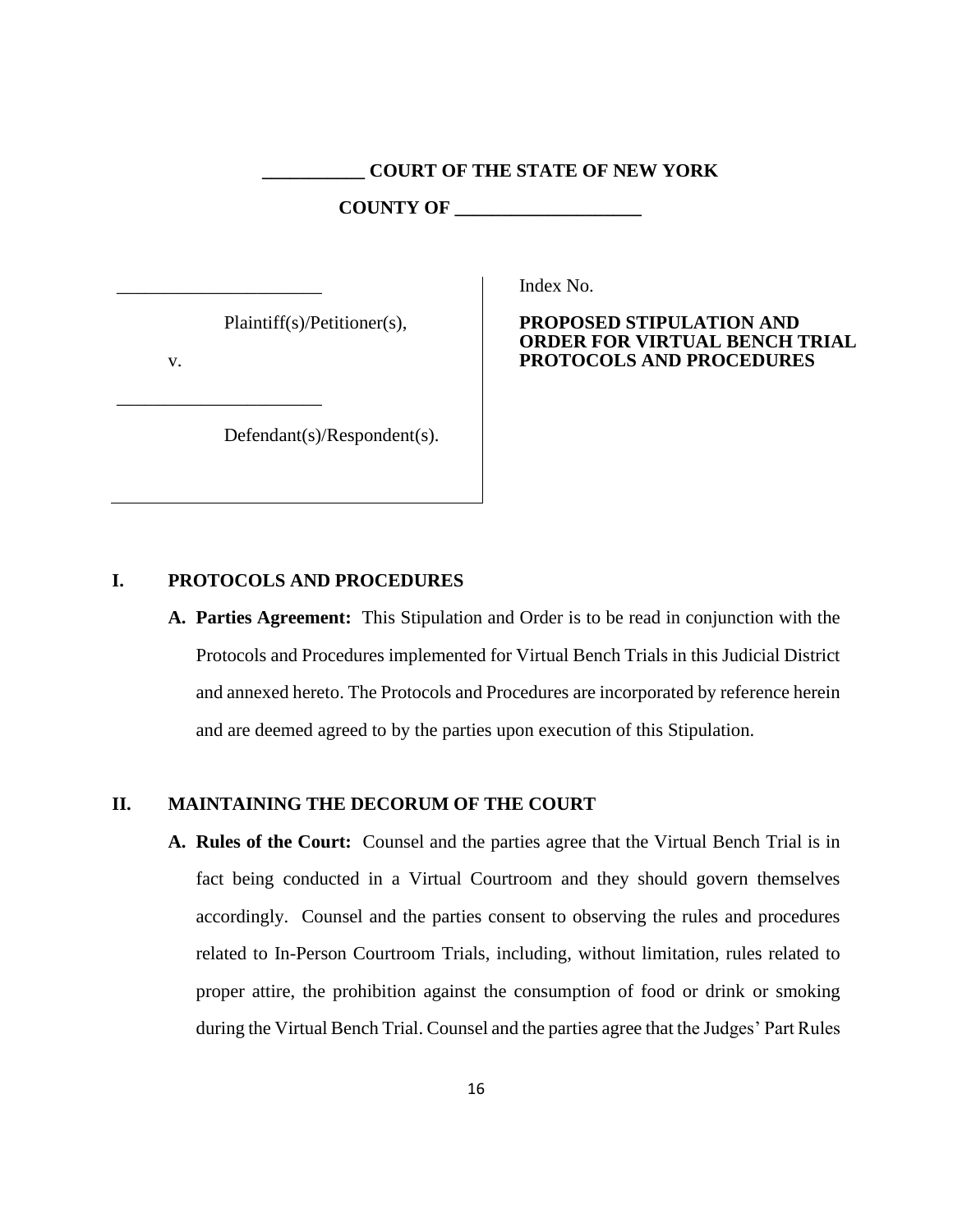**___________ COURT OF THE STATE OF NEW YORK**

**COUNTY OF ____________________**

| | |
|---|---|
| ______________________<br><br>Plaintiff(s)/Petitioner(s),<br><br>v.<br><br>______________________<br><br>Defendant(s)/Respondent(s). | Index No.<br><br>**PROPOSED STIPULATION AND ORDER FOR VIRTUAL BENCH TRIAL PROTOCOLS AND PROCEDURES** |

## I. PROTOCOLS AND PROCEDURES

**A. Parties Agreement:** This Stipulation and Order is to be read in conjunction with the Protocols and Procedures implemented for Virtual Bench Trials in this Judicial District and annexed hereto. The Protocols and Procedures are incorporated by reference herein and are deemed agreed to by the parties upon execution of this Stipulation.

## II. MAINTAINING THE DECORUM OF THE COURT

**A. Rules of the Court:** Counsel and the parties agree that the Virtual Bench Trial is in fact being conducted in a Virtual Courtroom and they should govern themselves accordingly. Counsel and the parties consent to observing the rules and procedures related to In-Person Courtroom Trials, including, without limitation, rules related to proper attire, the prohibition against the consumption of food or drink or smoking during the Virtual Bench Trial. Counsel and the parties agree that the Judges' Part Rules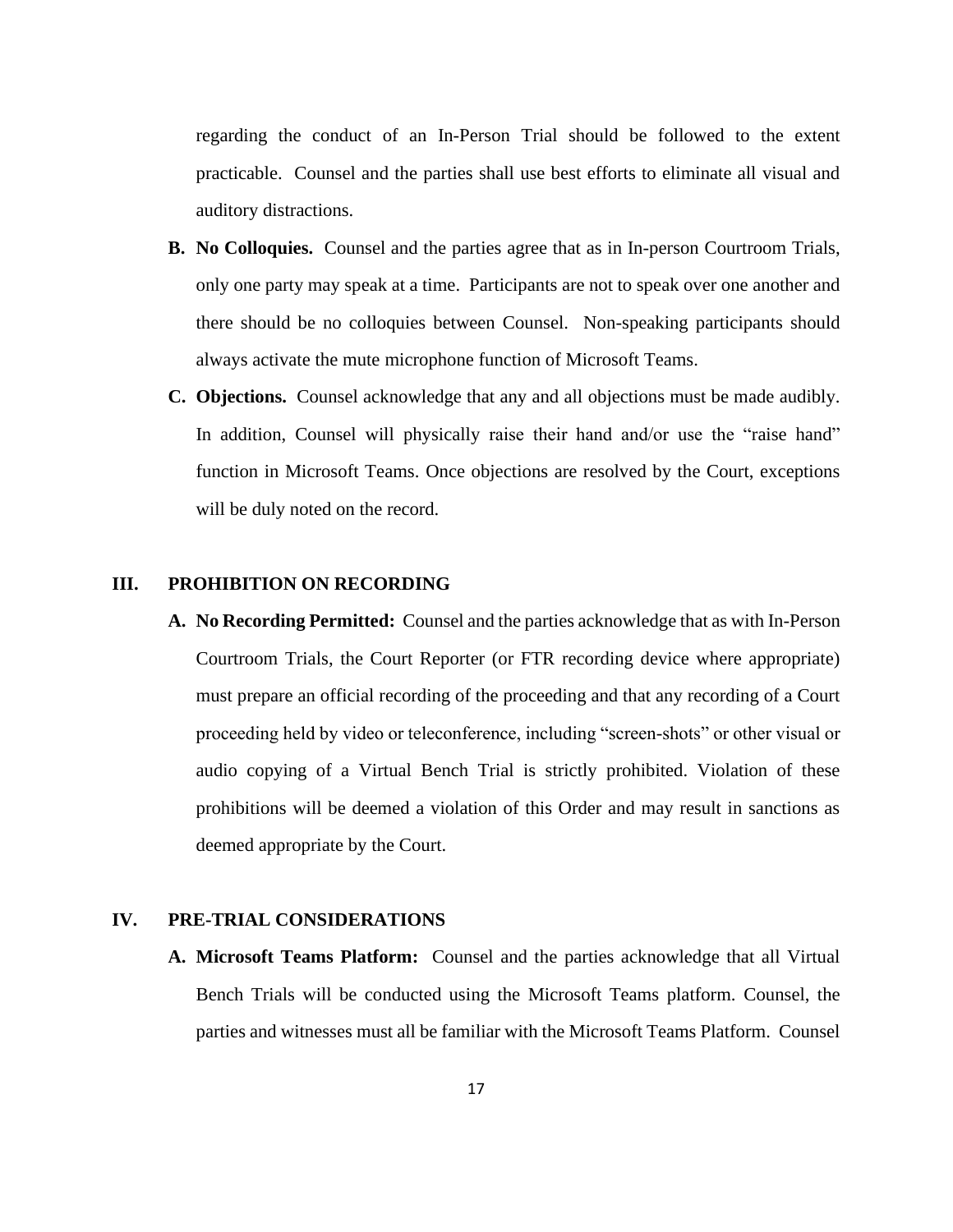regarding the conduct of an In-Person Trial should be followed to the extent practicable. Counsel and the parties shall use best efforts to eliminate all visual and auditory distractions.

**B. No Colloquies.** Counsel and the parties agree that as in In-person Courtroom Trials, only one party may speak at a time. Participants are not to speak over one another and there should be no colloquies between Counsel. Non-speaking participants should always activate the mute microphone function of Microsoft Teams.

**C. Objections.** Counsel acknowledge that any and all objections must be made audibly. In addition, Counsel will physically raise their hand and/or use the "raise hand" function in Microsoft Teams. Once objections are resolved by the Court, exceptions will be duly noted on the record.

## III. PROHIBITION ON RECORDING

**A. No Recording Permitted:** Counsel and the parties acknowledge that as with In-Person Courtroom Trials, the Court Reporter (or FTR recording device where appropriate) must prepare an official recording of the proceeding and that any recording of a Court proceeding held by video or teleconference, including "screen-shots" or other visual or audio copying of a Virtual Bench Trial is strictly prohibited. Violation of these prohibitions will be deemed a violation of this Order and may result in sanctions as deemed appropriate by the Court.

## IV. PRE-TRIAL CONSIDERATIONS

**A. Microsoft Teams Platform:** Counsel and the parties acknowledge that all Virtual Bench Trials will be conducted using the Microsoft Teams platform. Counsel, the parties and witnesses must all be familiar with the Microsoft Teams Platform. Counsel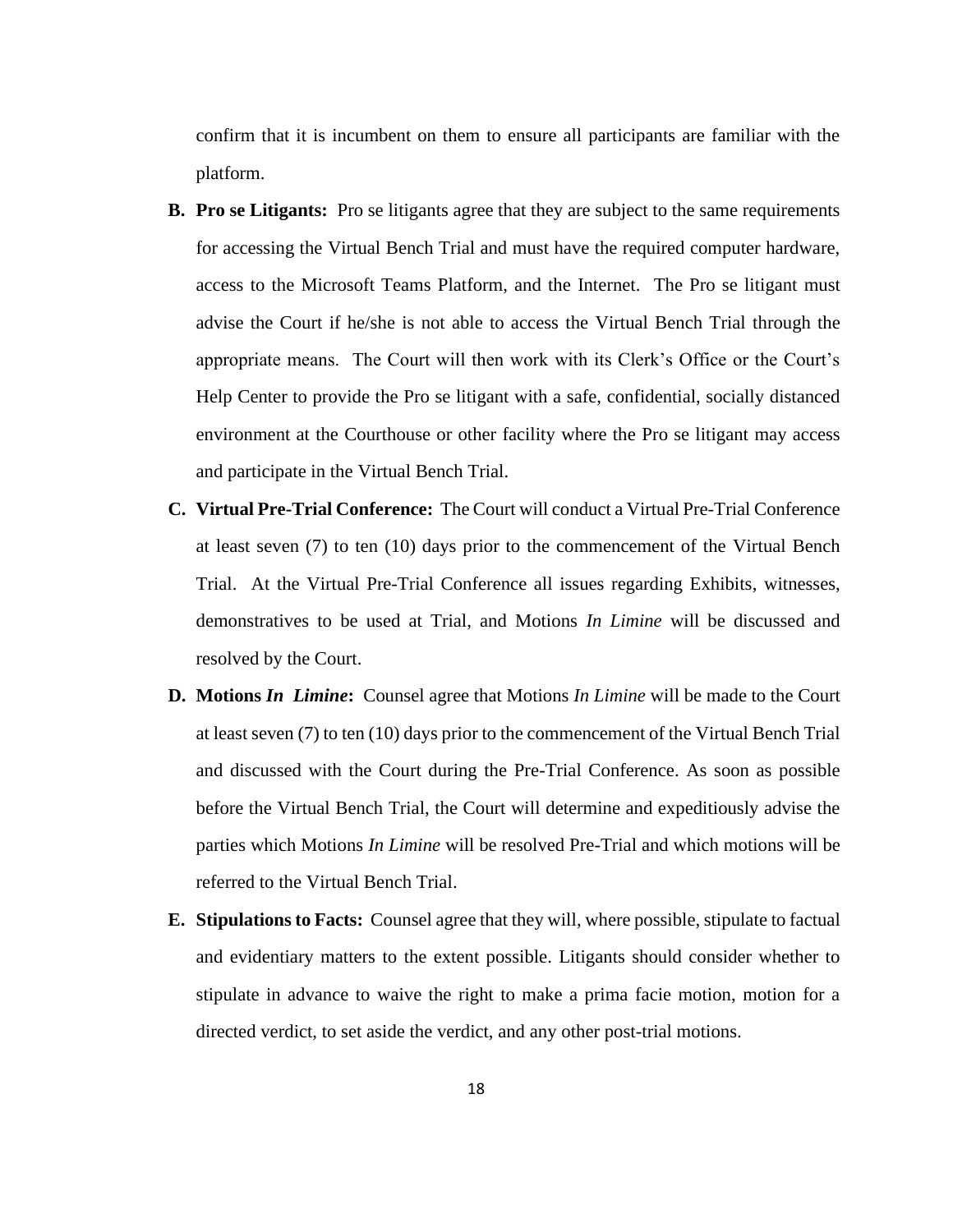confirm that it is incumbent on them to ensure all participants are familiar with the platform.

**B. Pro se Litigants:** Pro se litigants agree that they are subject to the same requirements for accessing the Virtual Bench Trial and must have the required computer hardware, access to the Microsoft Teams Platform, and the Internet. The Pro se litigant must advise the Court if he/she is not able to access the Virtual Bench Trial through the appropriate means. The Court will then work with its Clerk's Office or the Court's Help Center to provide the Pro se litigant with a safe, confidential, socially distanced environment at the Courthouse or other facility where the Pro se litigant may access and participate in the Virtual Bench Trial.

**C. Virtual Pre-Trial Conference:** The Court will conduct a Virtual Pre-Trial Conference at least seven (7) to ten (10) days prior to the commencement of the Virtual Bench Trial. At the Virtual Pre-Trial Conference all issues regarding Exhibits, witnesses, demonstratives to be used at Trial, and Motions *In Limine* will be discussed and resolved by the Court.

**D. Motions *In Limine*:** Counsel agree that Motions *In Limine* will be made to the Court at least seven (7) to ten (10) days prior to the commencement of the Virtual Bench Trial and discussed with the Court during the Pre-Trial Conference. As soon as possible before the Virtual Bench Trial, the Court will determine and expeditiously advise the parties which Motions *In Limine* will be resolved Pre-Trial and which motions will be referred to the Virtual Bench Trial.

**E. Stipulations to Facts:** Counsel agree that they will, where possible, stipulate to factual and evidentiary matters to the extent possible. Litigants should consider whether to stipulate in advance to waive the right to make a prima facie motion, motion for a directed verdict, to set aside the verdict, and any other post-trial motions.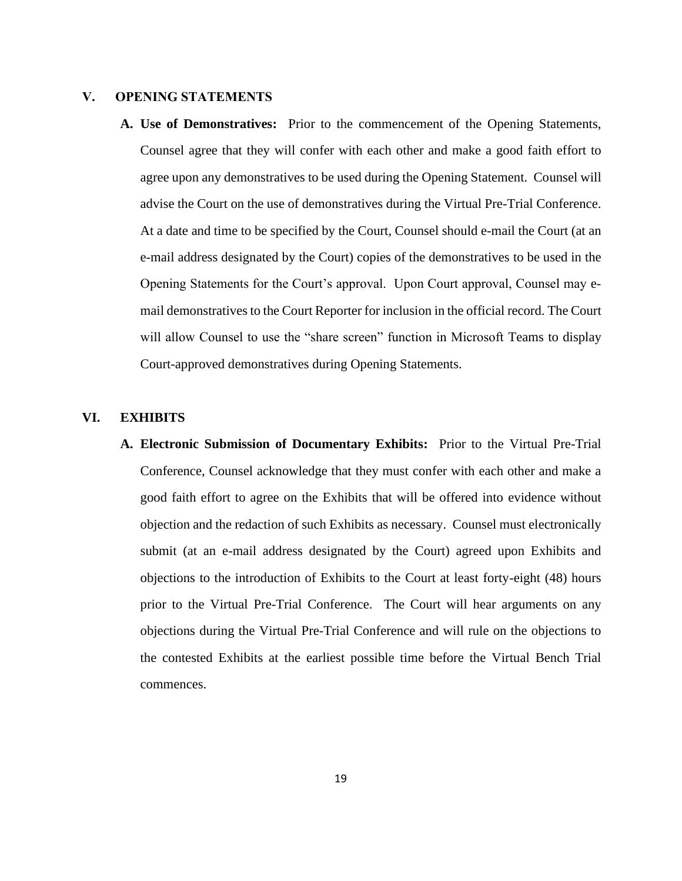## V. OPENING STATEMENTS

**A. Use of Demonstratives:** Prior to the commencement of the Opening Statements, Counsel agree that they will confer with each other and make a good faith effort to agree upon any demonstratives to be used during the Opening Statement. Counsel will advise the Court on the use of demonstratives during the Virtual Pre-Trial Conference. At a date and time to be specified by the Court, Counsel should e-mail the Court (at an e-mail address designated by the Court) copies of the demonstratives to be used in the Opening Statements for the Court's approval. Upon Court approval, Counsel may e-mail demonstratives to the Court Reporter for inclusion in the official record. The Court will allow Counsel to use the "share screen" function in Microsoft Teams to display Court-approved demonstratives during Opening Statements.

## VI. EXHIBITS

**A. Electronic Submission of Documentary Exhibits:** Prior to the Virtual Pre-Trial Conference, Counsel acknowledge that they must confer with each other and make a good faith effort to agree on the Exhibits that will be offered into evidence without objection and the redaction of such Exhibits as necessary. Counsel must electronically submit (at an e-mail address designated by the Court) agreed upon Exhibits and objections to the introduction of Exhibits to the Court at least forty-eight (48) hours prior to the Virtual Pre-Trial Conference. The Court will hear arguments on any objections during the Virtual Pre-Trial Conference and will rule on the objections to the contested Exhibits at the earliest possible time before the Virtual Bench Trial commences.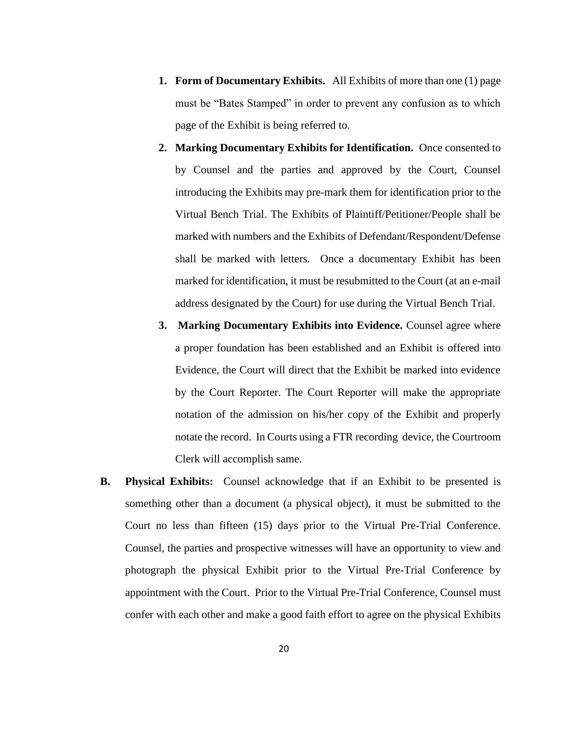1. **Form of Documentary Exhibits.** All Exhibits of more than one (1) page must be "Bates Stamped" in order to prevent any confusion as to which page of the Exhibit is being referred to.

2. **Marking Documentary Exhibits for Identification.** Once consented to by Counsel and the parties and approved by the Court, Counsel introducing the Exhibits may pre-mark them for identification prior to the Virtual Bench Trial. The Exhibits of Plaintiff/Petitioner/People shall be marked with numbers and the Exhibits of Defendant/Respondent/Defense shall be marked with letters. Once a documentary Exhibit has been marked for identification, it must be resubmitted to the Court (at an e-mail address designated by the Court) for use during the Virtual Bench Trial.

3. **Marking Documentary Exhibits into Evidence.** Counsel agree where a proper foundation has been established and an Exhibit is offered into Evidence, the Court will direct that the Exhibit be marked into evidence by the Court Reporter. The Court Reporter will make the appropriate notation of the admission on his/her copy of the Exhibit and properly notate the record. In Courts using a FTR recording device, the Courtroom Clerk will accomplish same.

**B. Physical Exhibits:** Counsel acknowledge that if an Exhibit to be presented is something other than a document (a physical object), it must be submitted to the Court no less than fifteen (15) days prior to the Virtual Pre-Trial Conference. Counsel, the parties and prospective witnesses will have an opportunity to view and photograph the physical Exhibit prior to the Virtual Pre-Trial Conference by appointment with the Court. Prior to the Virtual Pre-Trial Conference, Counsel must confer with each other and make a good faith effort to agree on the physical Exhibits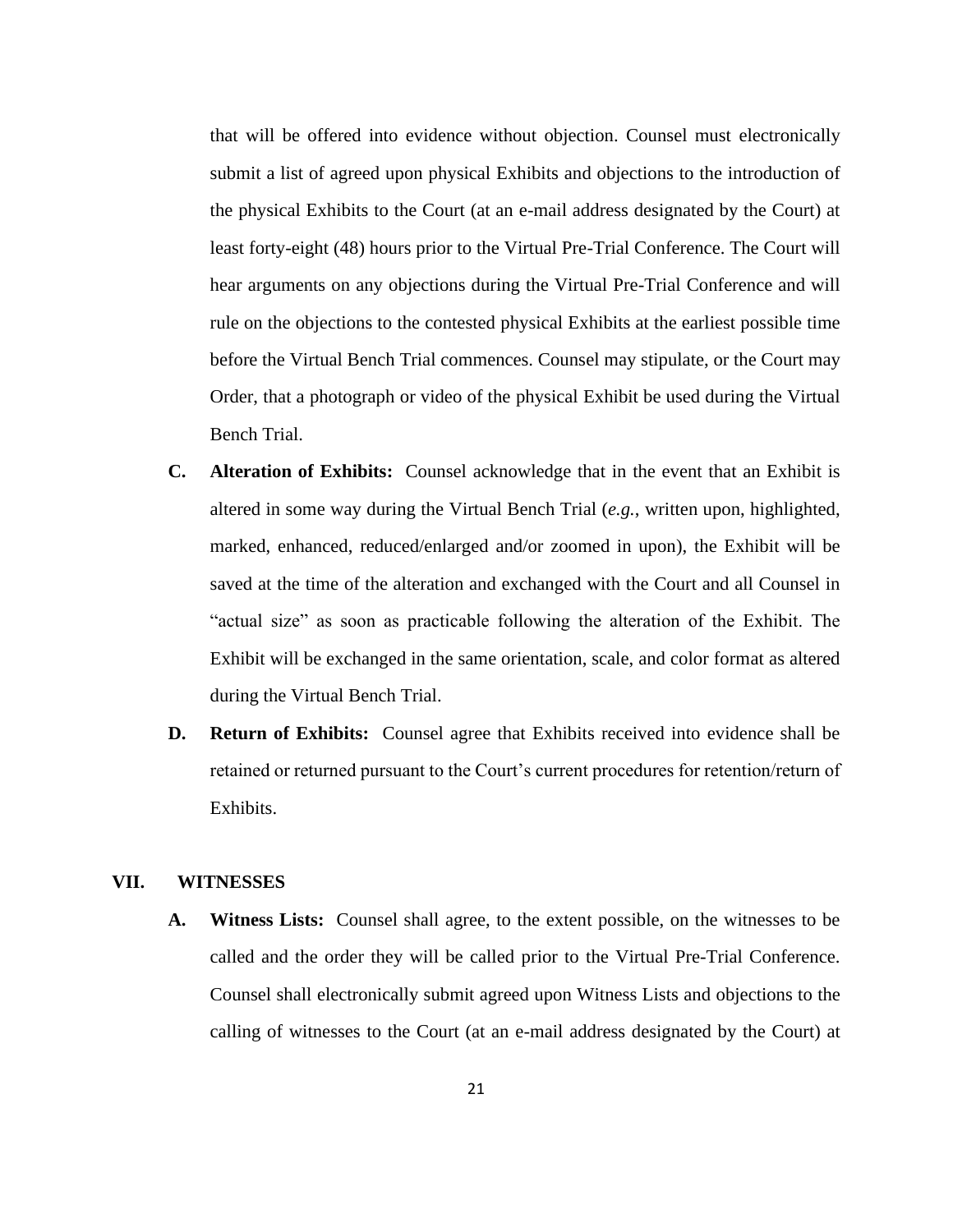that will be offered into evidence without objection. Counsel must electronically submit a list of agreed upon physical Exhibits and objections to the introduction of the physical Exhibits to the Court (at an e-mail address designated by the Court) at least forty-eight (48) hours prior to the Virtual Pre-Trial Conference. The Court will hear arguments on any objections during the Virtual Pre-Trial Conference and will rule on the objections to the contested physical Exhibits at the earliest possible time before the Virtual Bench Trial commences. Counsel may stipulate, or the Court may Order, that a photograph or video of the physical Exhibit be used during the Virtual Bench Trial.

**C. Alteration of Exhibits:** Counsel acknowledge that in the event that an Exhibit is altered in some way during the Virtual Bench Trial (*e.g.*, written upon, highlighted, marked, enhanced, reduced/enlarged and/or zoomed in upon), the Exhibit will be saved at the time of the alteration and exchanged with the Court and all Counsel in "actual size" as soon as practicable following the alteration of the Exhibit. The Exhibit will be exchanged in the same orientation, scale, and color format as altered during the Virtual Bench Trial.

**D. Return of Exhibits:** Counsel agree that Exhibits received into evidence shall be retained or returned pursuant to the Court's current procedures for retention/return of Exhibits.

## VII. WITNESSES

**A. Witness Lists:** Counsel shall agree, to the extent possible, on the witnesses to be called and the order they will be called prior to the Virtual Pre-Trial Conference. Counsel shall electronically submit agreed upon Witness Lists and objections to the calling of witnesses to the Court (at an e-mail address designated by the Court) at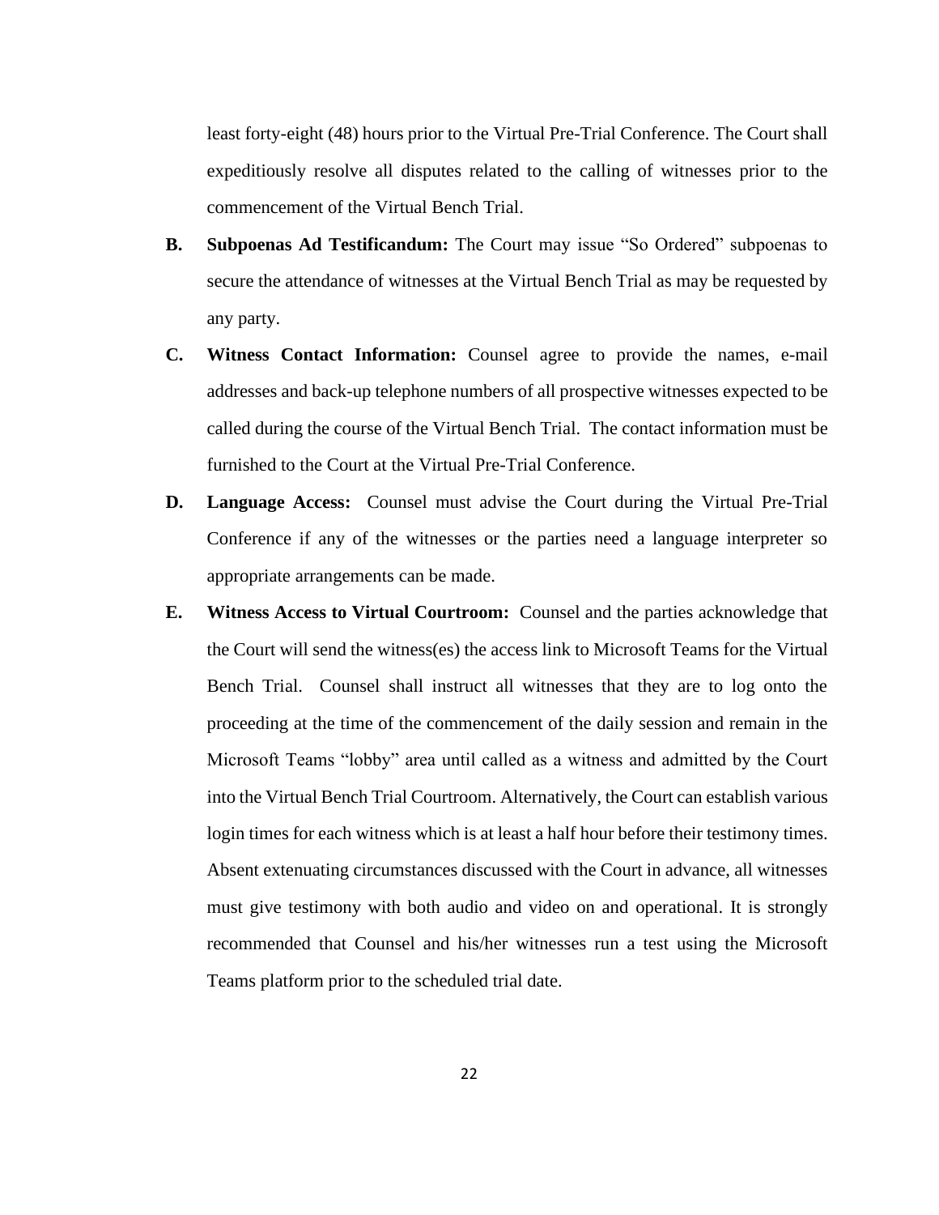least forty-eight (48) hours prior to the Virtual Pre-Trial Conference. The Court shall expeditiously resolve all disputes related to the calling of witnesses prior to the commencement of the Virtual Bench Trial.

**B.** **Subpoenas Ad Testificandum:** The Court may issue "So Ordered" subpoenas to secure the attendance of witnesses at the Virtual Bench Trial as may be requested by any party.

**C.** **Witness Contact Information:** Counsel agree to provide the names, e-mail addresses and back-up telephone numbers of all prospective witnesses expected to be called during the course of the Virtual Bench Trial. The contact information must be furnished to the Court at the Virtual Pre-Trial Conference.

**D.** **Language Access:** Counsel must advise the Court during the Virtual Pre-Trial Conference if any of the witnesses or the parties need a language interpreter so appropriate arrangements can be made.

**E.** **Witness Access to Virtual Courtroom:** Counsel and the parties acknowledge that the Court will send the witness(es) the access link to Microsoft Teams for the Virtual Bench Trial. Counsel shall instruct all witnesses that they are to log onto the proceeding at the time of the commencement of the daily session and remain in the Microsoft Teams "lobby" area until called as a witness and admitted by the Court into the Virtual Bench Trial Courtroom. Alternatively, the Court can establish various login times for each witness which is at least a half hour before their testimony times. Absent extenuating circumstances discussed with the Court in advance, all witnesses must give testimony with both audio and video on and operational. It is strongly recommended that Counsel and his/her witnesses run a test using the Microsoft Teams platform prior to the scheduled trial date.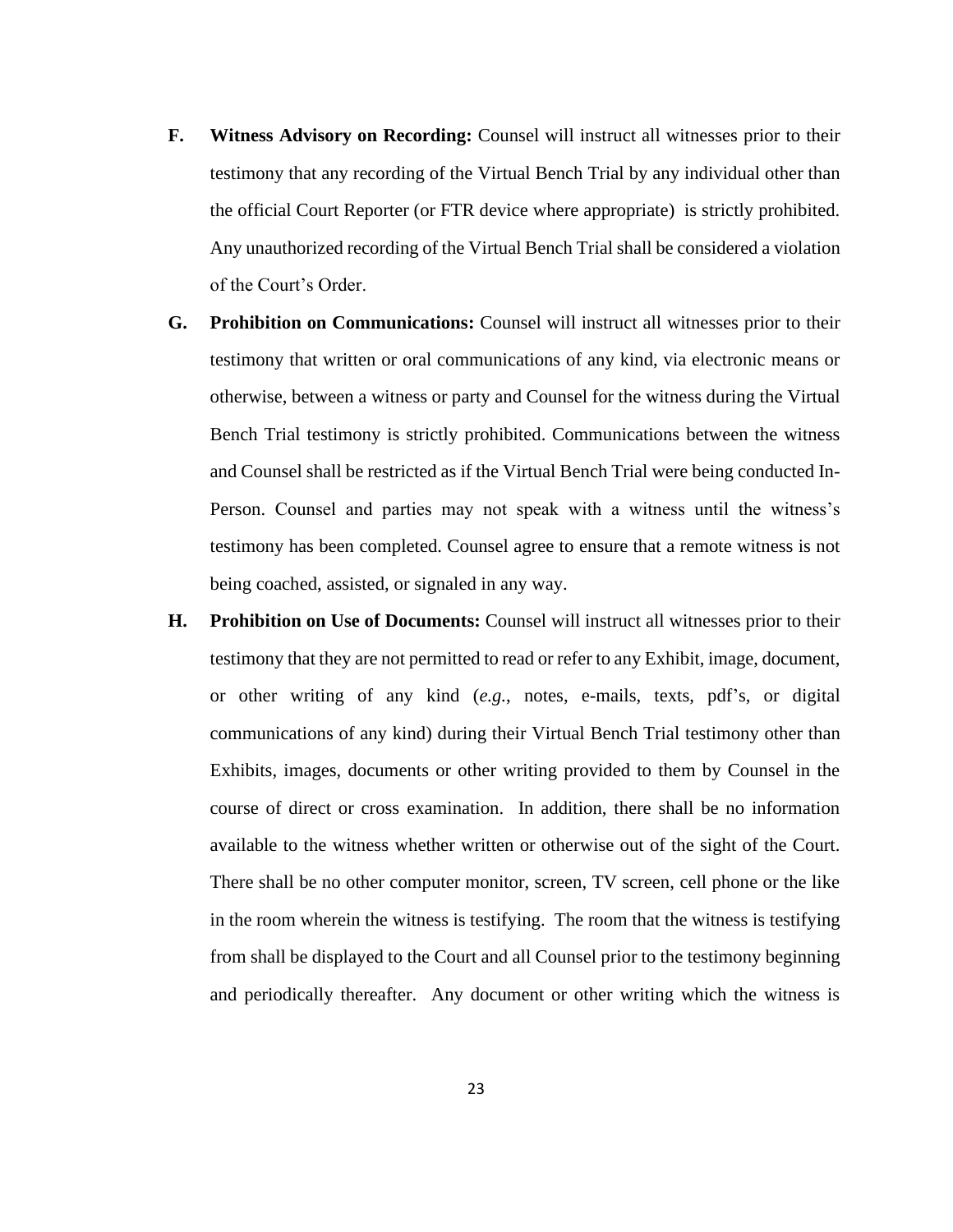F. **Witness Advisory on Recording:** Counsel will instruct all witnesses prior to their testimony that any recording of the Virtual Bench Trial by any individual other than the official Court Reporter (or FTR device where appropriate) is strictly prohibited. Any unauthorized recording of the Virtual Bench Trial shall be considered a violation of the Court's Order.

G. **Prohibition on Communications:** Counsel will instruct all witnesses prior to their testimony that written or oral communications of any kind, via electronic means or otherwise, between a witness or party and Counsel for the witness during the Virtual Bench Trial testimony is strictly prohibited. Communications between the witness and Counsel shall be restricted as if the Virtual Bench Trial were being conducted In-Person. Counsel and parties may not speak with a witness until the witness's testimony has been completed. Counsel agree to ensure that a remote witness is not being coached, assisted, or signaled in any way.

H. **Prohibition on Use of Documents:** Counsel will instruct all witnesses prior to their testimony that they are not permitted to read or refer to any Exhibit, image, document, or other writing of any kind (*e.g.*, notes, e-mails, texts, pdf's, or digital communications of any kind) during their Virtual Bench Trial testimony other than Exhibits, images, documents or other writing provided to them by Counsel in the course of direct or cross examination. In addition, there shall be no information available to the witness whether written or otherwise out of the sight of the Court. There shall be no other computer monitor, screen, TV screen, cell phone or the like in the room wherein the witness is testifying. The room that the witness is testifying from shall be displayed to the Court and all Counsel prior to the testimony beginning and periodically thereafter. Any document or other writing which the witness is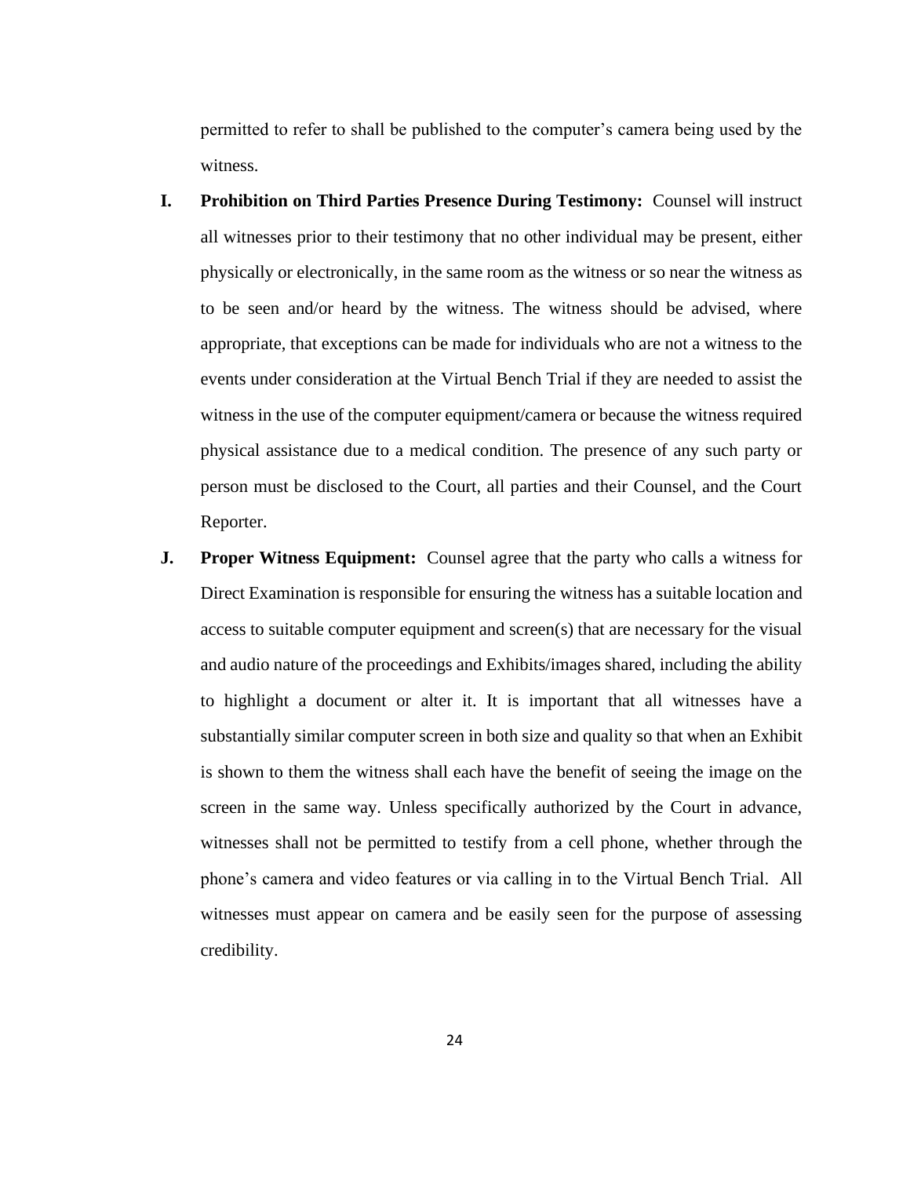permitted to refer to shall be published to the computer's camera being used by the witness.

**I. Prohibition on Third Parties Presence During Testimony:** Counsel will instruct all witnesses prior to their testimony that no other individual may be present, either physically or electronically, in the same room as the witness or so near the witness as to be seen and/or heard by the witness. The witness should be advised, where appropriate, that exceptions can be made for individuals who are not a witness to the events under consideration at the Virtual Bench Trial if they are needed to assist the witness in the use of the computer equipment/camera or because the witness required physical assistance due to a medical condition. The presence of any such party or person must be disclosed to the Court, all parties and their Counsel, and the Court Reporter.

**J. Proper Witness Equipment:** Counsel agree that the party who calls a witness for Direct Examination is responsible for ensuring the witness has a suitable location and access to suitable computer equipment and screen(s) that are necessary for the visual and audio nature of the proceedings and Exhibits/images shared, including the ability to highlight a document or alter it. It is important that all witnesses have a substantially similar computer screen in both size and quality so that when an Exhibit is shown to them the witness shall each have the benefit of seeing the image on the screen in the same way. Unless specifically authorized by the Court in advance, witnesses shall not be permitted to testify from a cell phone, whether through the phone's camera and video features or via calling in to the Virtual Bench Trial. All witnesses must appear on camera and be easily seen for the purpose of assessing credibility.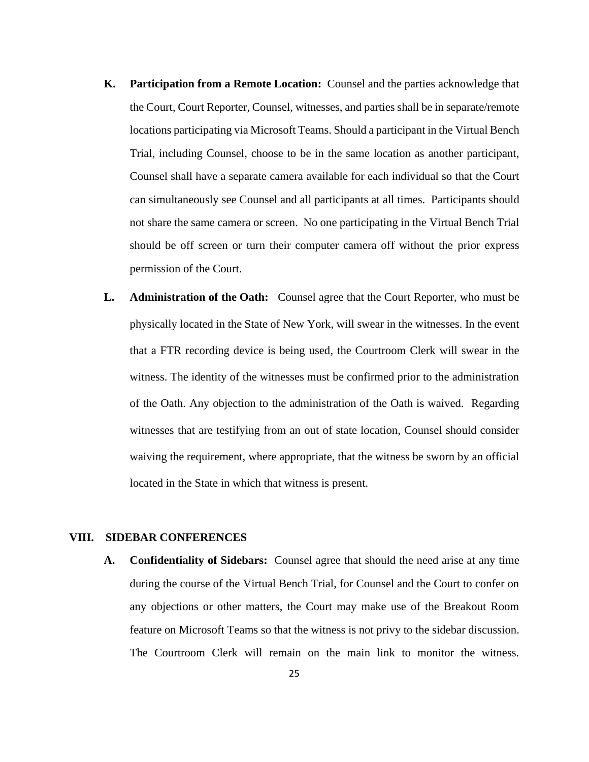**K. Participation from a Remote Location:** Counsel and the parties acknowledge that the Court, Court Reporter, Counsel, witnesses, and parties shall be in separate/remote locations participating via Microsoft Teams. Should a participant in the Virtual Bench Trial, including Counsel, choose to be in the same location as another participant, Counsel shall have a separate camera available for each individual so that the Court can simultaneously see Counsel and all participants at all times. Participants should not share the same camera or screen. No one participating in the Virtual Bench Trial should be off screen or turn their computer camera off without the prior express permission of the Court.

**L. Administration of the Oath:** Counsel agree that the Court Reporter, who must be physically located in the State of New York, will swear in the witnesses. In the event that a FTR recording device is being used, the Courtroom Clerk will swear in the witness. The identity of the witnesses must be confirmed prior to the administration of the Oath. Any objection to the administration of the Oath is waived. Regarding witnesses that are testifying from an out of state location, Counsel should consider waiving the requirement, where appropriate, that the witness be sworn by an official located in the State in which that witness is present.

## VIII. SIDEBAR CONFERENCES

**A. Confidentiality of Sidebars:** Counsel agree that should the need arise at any time during the course of the Virtual Bench Trial, for Counsel and the Court to confer on any objections or other matters, the Court may make use of the Breakout Room feature on Microsoft Teams so that the witness is not privy to the sidebar discussion. The Courtroom Clerk will remain on the main link to monitor the witness.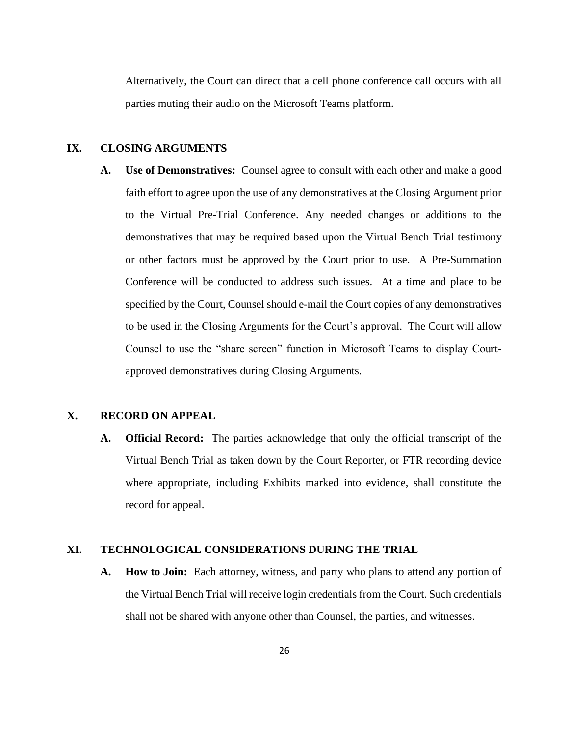Alternatively, the Court can direct that a cell phone conference call occurs with all parties muting their audio on the Microsoft Teams platform.

## IX. CLOSING ARGUMENTS

**A. Use of Demonstratives:** Counsel agree to consult with each other and make a good faith effort to agree upon the use of any demonstratives at the Closing Argument prior to the Virtual Pre-Trial Conference. Any needed changes or additions to the demonstratives that may be required based upon the Virtual Bench Trial testimony or other factors must be approved by the Court prior to use. A Pre-Summation Conference will be conducted to address such issues. At a time and place to be specified by the Court, Counsel should e-mail the Court copies of any demonstratives to be used in the Closing Arguments for the Court's approval. The Court will allow Counsel to use the "share screen" function in Microsoft Teams to display Court-approved demonstratives during Closing Arguments.

## X. RECORD ON APPEAL

**A. Official Record:** The parties acknowledge that only the official transcript of the Virtual Bench Trial as taken down by the Court Reporter, or FTR recording device where appropriate, including Exhibits marked into evidence, shall constitute the record for appeal.

## XI. TECHNOLOGICAL CONSIDERATIONS DURING THE TRIAL

**A. How to Join:** Each attorney, witness, and party who plans to attend any portion of the Virtual Bench Trial will receive login credentials from the Court. Such credentials shall not be shared with anyone other than Counsel, the parties, and witnesses.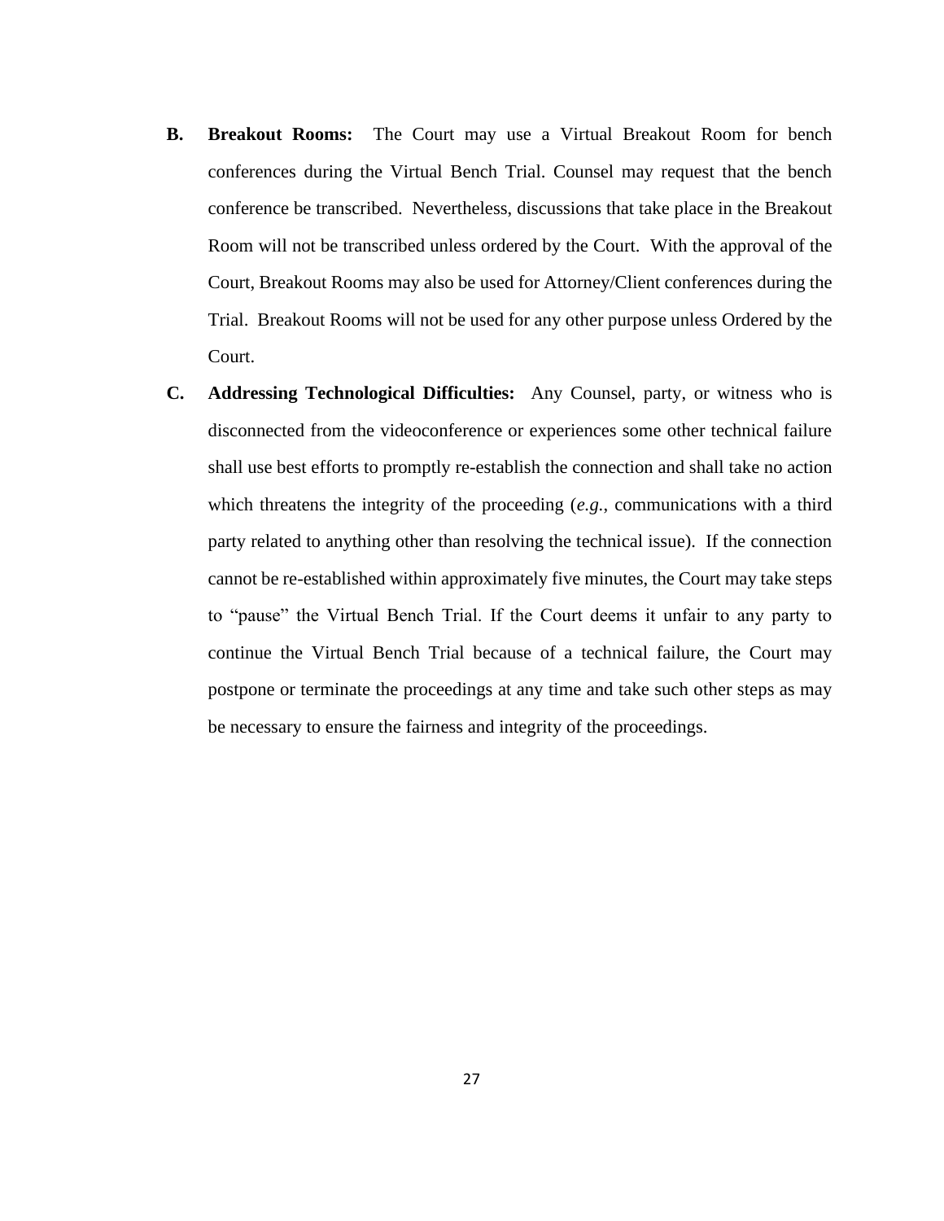**B.** **Breakout Rooms:** The Court may use a Virtual Breakout Room for bench conferences during the Virtual Bench Trial. Counsel may request that the bench conference be transcribed. Nevertheless, discussions that take place in the Breakout Room will not be transcribed unless ordered by the Court. With the approval of the Court, Breakout Rooms may also be used for Attorney/Client conferences during the Trial. Breakout Rooms will not be used for any other purpose unless Ordered by the Court.

**C.** **Addressing Technological Difficulties:** Any Counsel, party, or witness who is disconnected from the videoconference or experiences some other technical failure shall use best efforts to promptly re-establish the connection and shall take no action which threatens the integrity of the proceeding (*e.g.*, communications with a third party related to anything other than resolving the technical issue). If the connection cannot be re-established within approximately five minutes, the Court may take steps to "pause" the Virtual Bench Trial. If the Court deems it unfair to any party to continue the Virtual Bench Trial because of a technical failure, the Court may postpone or terminate the proceedings at any time and take such other steps as may be necessary to ensure the fairness and integrity of the proceedings.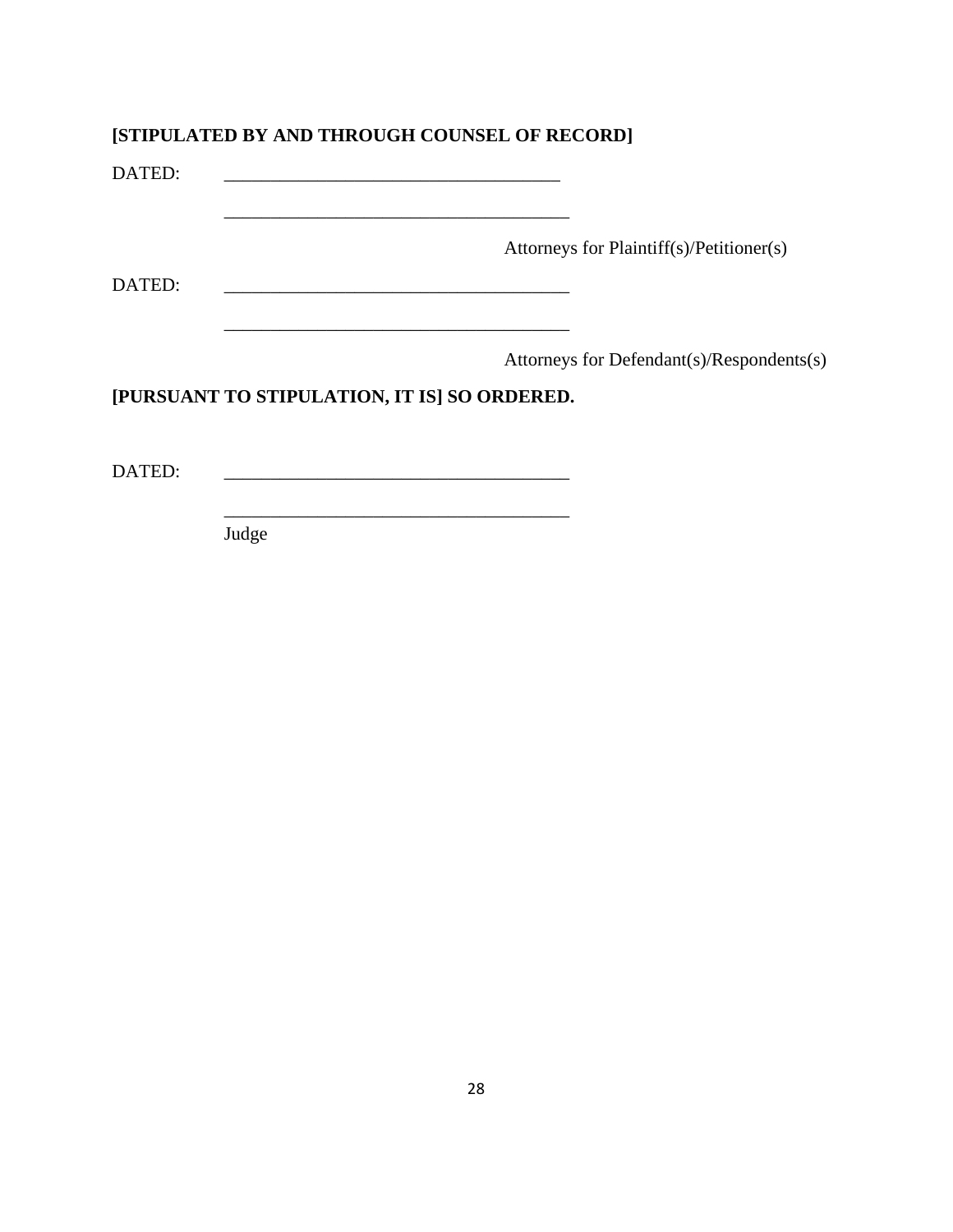**[STIPULATED BY AND THROUGH COUNSEL OF RECORD]**

DATED: ____________________________________

____________________________________

Attorneys for Plaintiff(s)/Petitioner(s)

DATED: ____________________________________

____________________________________

Attorneys for Defendant(s)/Respondents(s)

**[PURSUANT TO STIPULATION, IT IS] SO ORDERED.**

DATED: ____________________________________

____________________________________

Judge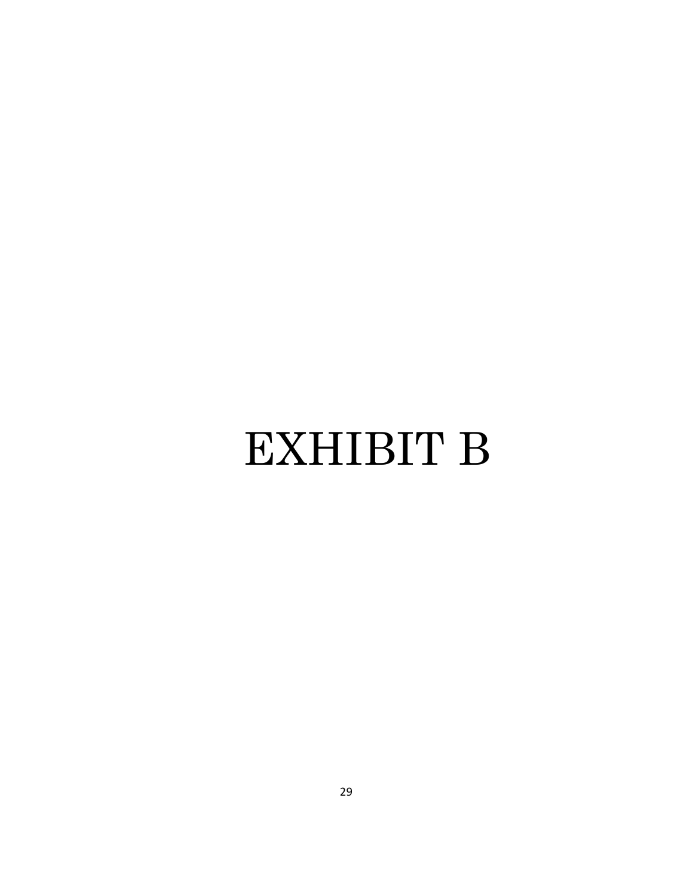# EXHIBIT B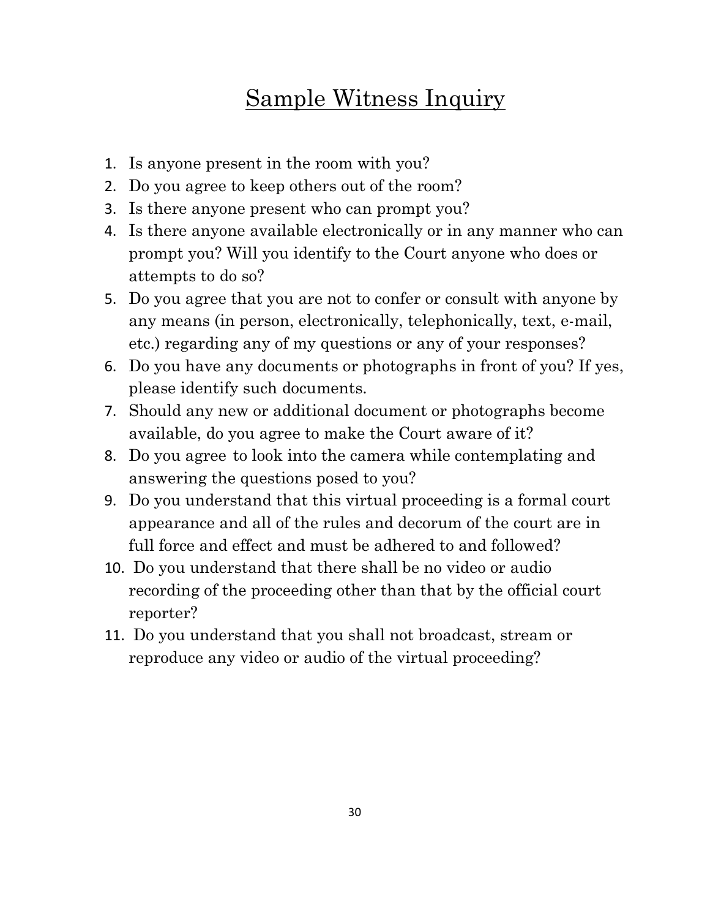# Sample Witness Inquiry

1. Is anyone present in the room with you?
2. Do you agree to keep others out of the room?
3. Is there anyone present who can prompt you?
4. Is there anyone available electronically or in any manner who can prompt you? Will you identify to the Court anyone who does or attempts to do so?
5. Do you agree that you are not to confer or consult with anyone by any means (in person, electronically, telephonically, text, e-mail, etc.) regarding any of my questions or any of your responses?
6. Do you have any documents or photographs in front of you? If yes, please identify such documents.
7. Should any new or additional document or photographs become available, do you agree to make the Court aware of it?
8. Do you agree to look into the camera while contemplating and answering the questions posed to you?
9. Do you understand that this virtual proceeding is a formal court appearance and all of the rules and decorum of the court are in full force and effect and must be adhered to and followed?
10. Do you understand that there shall be no video or audio recording of the proceeding other than that by the official court reporter?
11. Do you understand that you shall not broadcast, stream or reproduce any video or audio of the virtual proceeding?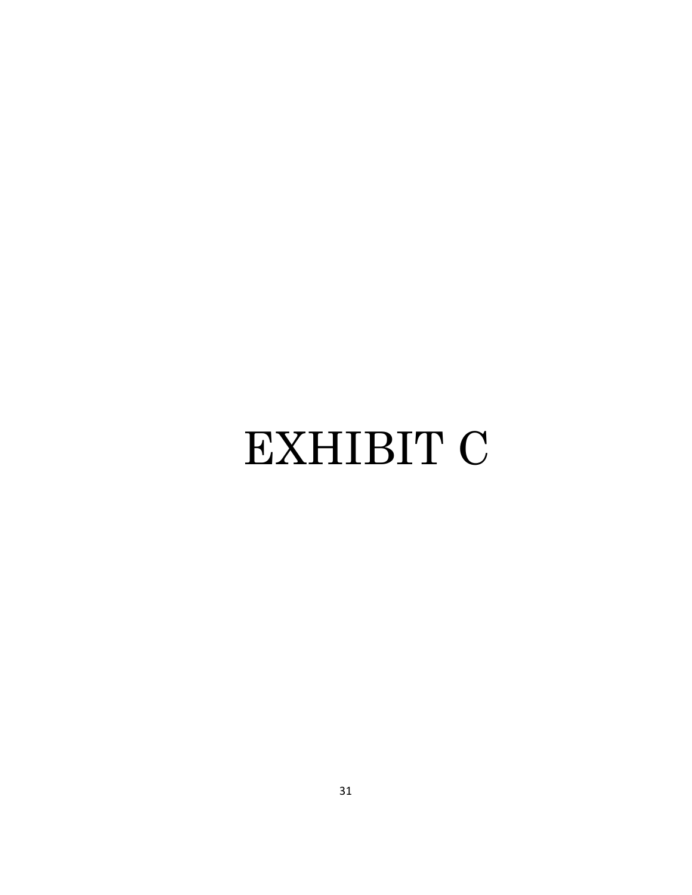# EXHIBIT C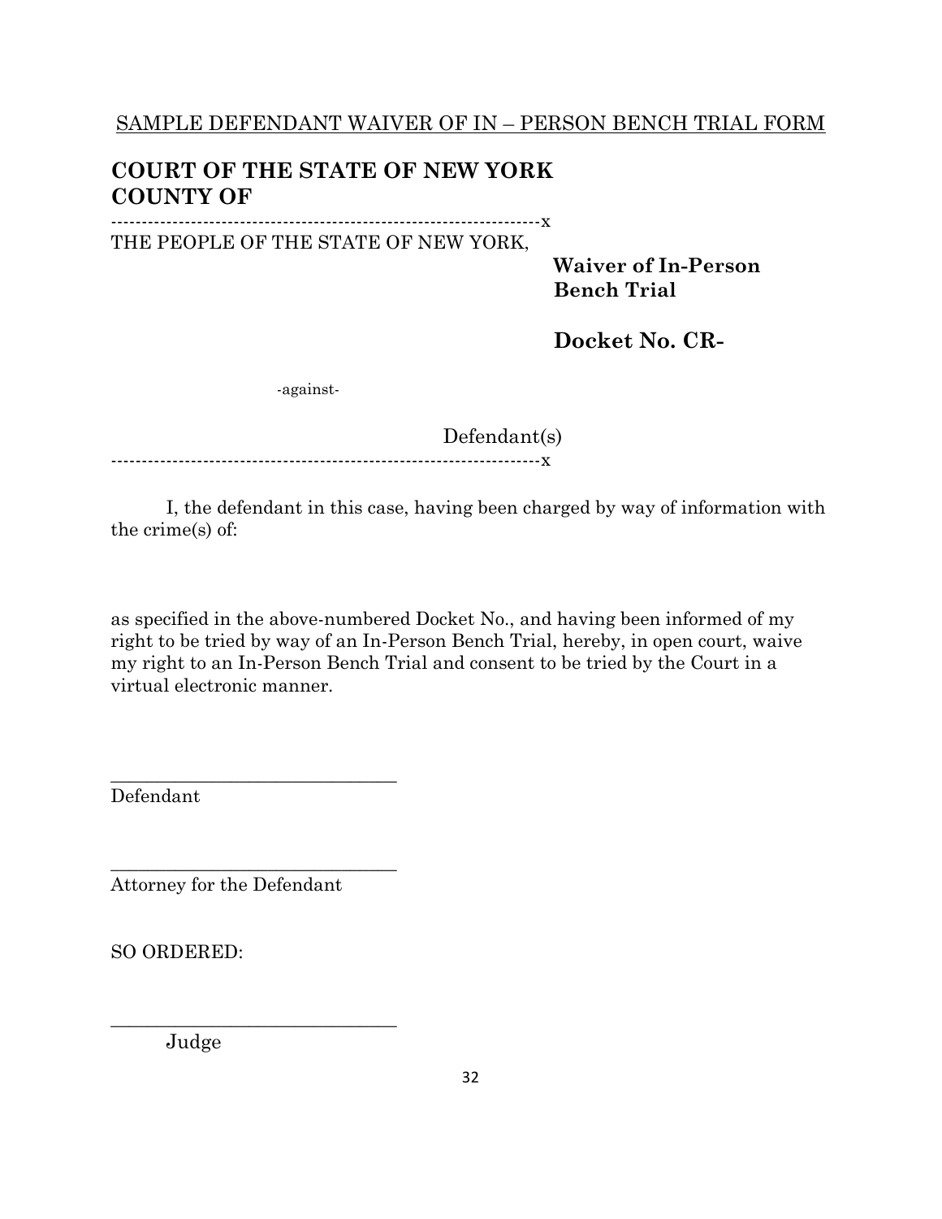SAMPLE DEFENDANT WAIVER OF IN – PERSON BENCH TRIAL FORM

**COURT OF THE STATE OF NEW YORK**
**COUNTY OF**

-----------------------------------------------------------------------x

THE PEOPLE OF THE STATE OF NEW YORK,

**Waiver of In-Person Bench Trial**

**Docket No. CR-**

-against-

Defendant(s)

-----------------------------------------------------------------------x

I, the defendant in this case, having been charged by way of information with the crime(s) of:

as specified in the above-numbered Docket No., and having been informed of my right to be tried by way of an In-Person Bench Trial, hereby, in open court, waive my right to an In-Person Bench Trial and consent to be tried by the Court in a virtual electronic manner.

\_\_\_\_\_\_\_\_\_\_\_\_\_\_\_\_\_\_\_\_\_\_\_\_\_\_\_\_\_\_
Defendant

\_\_\_\_\_\_\_\_\_\_\_\_\_\_\_\_\_\_\_\_\_\_\_\_\_\_\_\_\_\_
Attorney for the Defendant

SO ORDERED:

\_\_\_\_\_\_\_\_\_\_\_\_\_\_\_\_\_\_\_\_\_\_\_\_\_\_\_\_\_\_
Judge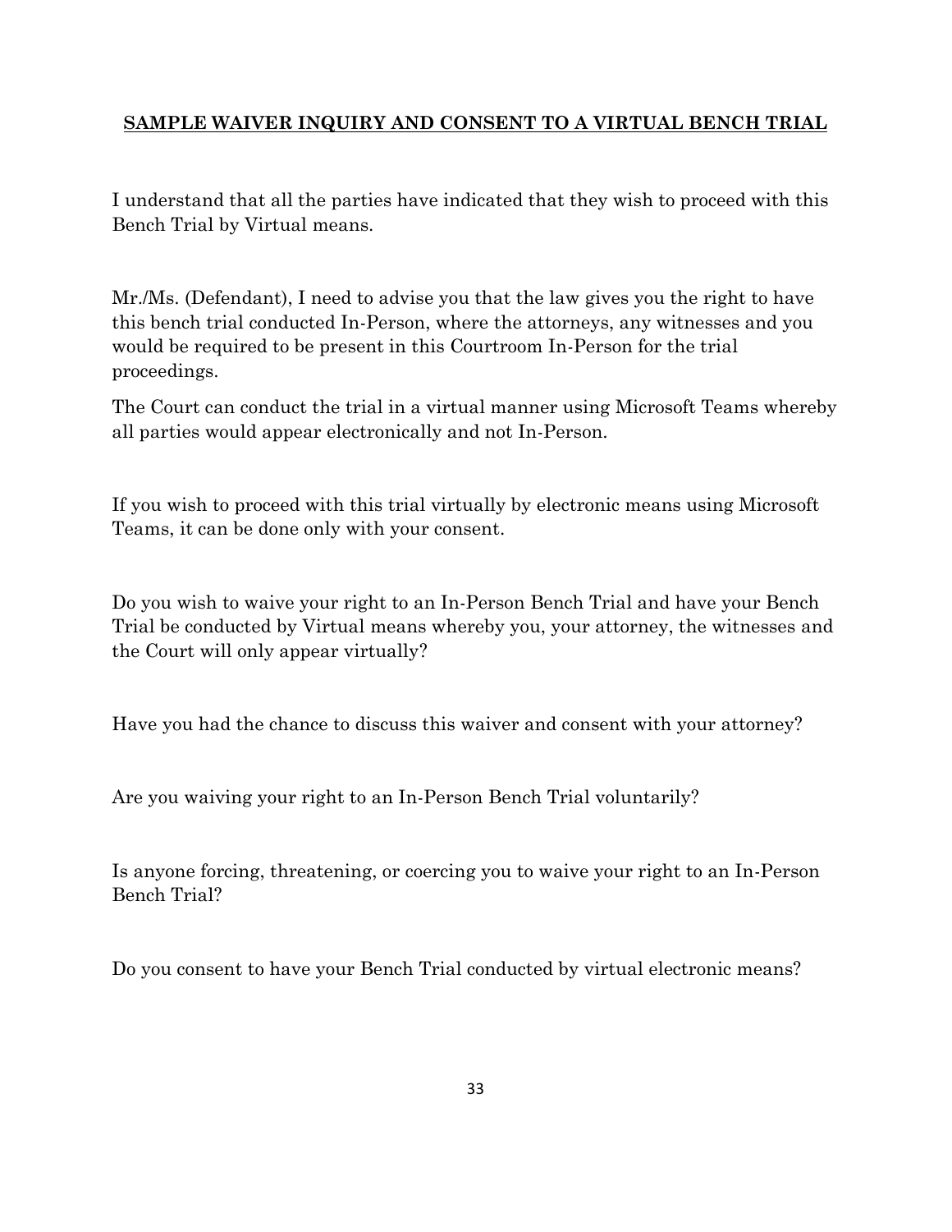**SAMPLE WAIVER INQUIRY AND CONSENT TO A VIRTUAL BENCH TRIAL**

I understand that all the parties have indicated that they wish to proceed with this Bench Trial by Virtual means.

Mr./Ms. (Defendant), I need to advise you that the law gives you the right to have this bench trial conducted In-Person, where the attorneys, any witnesses and you would be required to be present in this Courtroom In-Person for the trial proceedings.

The Court can conduct the trial in a virtual manner using Microsoft Teams whereby all parties would appear electronically and not In-Person.

If you wish to proceed with this trial virtually by electronic means using Microsoft Teams, it can be done only with your consent.

Do you wish to waive your right to an In-Person Bench Trial and have your Bench Trial be conducted by Virtual means whereby you, your attorney, the witnesses and the Court will only appear virtually?

Have you had the chance to discuss this waiver and consent with your attorney?

Are you waiving your right to an In-Person Bench Trial voluntarily?

Is anyone forcing, threatening, or coercing you to waive your right to an In-Person Bench Trial?

Do you consent to have your Bench Trial conducted by virtual electronic means?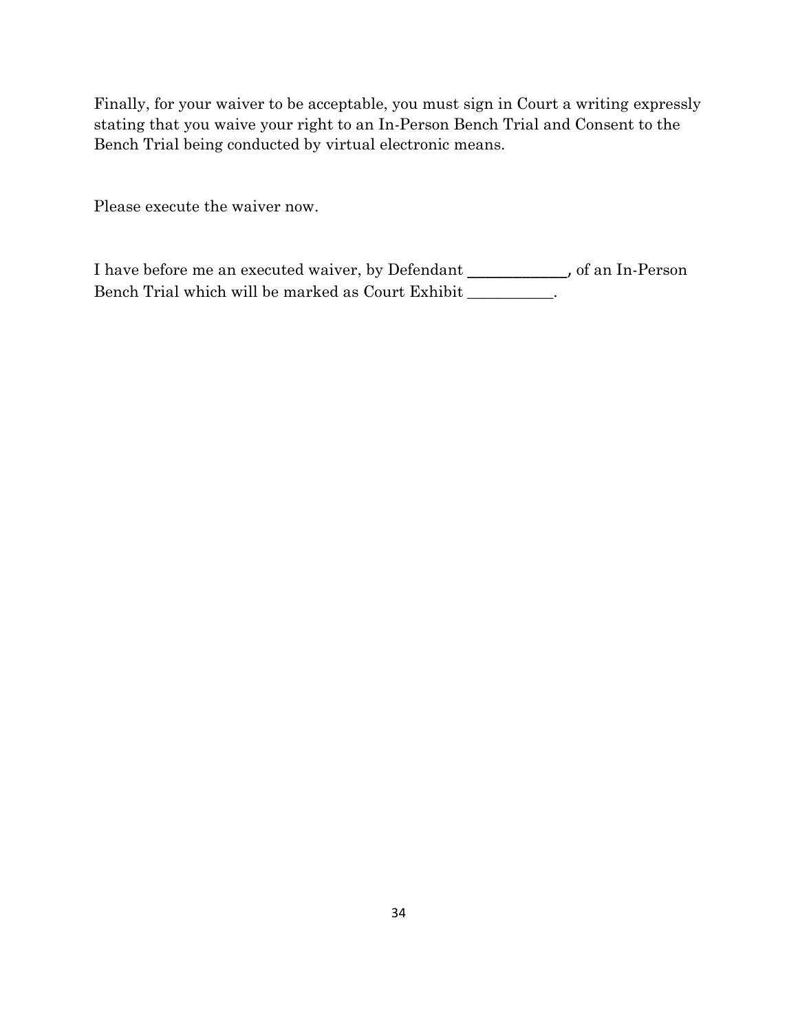Finally, for your waiver to be acceptable, you must sign in Court a writing expressly stating that you waive your right to an In-Person Bench Trial and Consent to the Bench Trial being conducted by virtual electronic means.

Please execute the waiver now.

I have before me an executed waiver, by Defendant ____________, of an In-Person Bench Trial which will be marked as Court Exhibit __________.